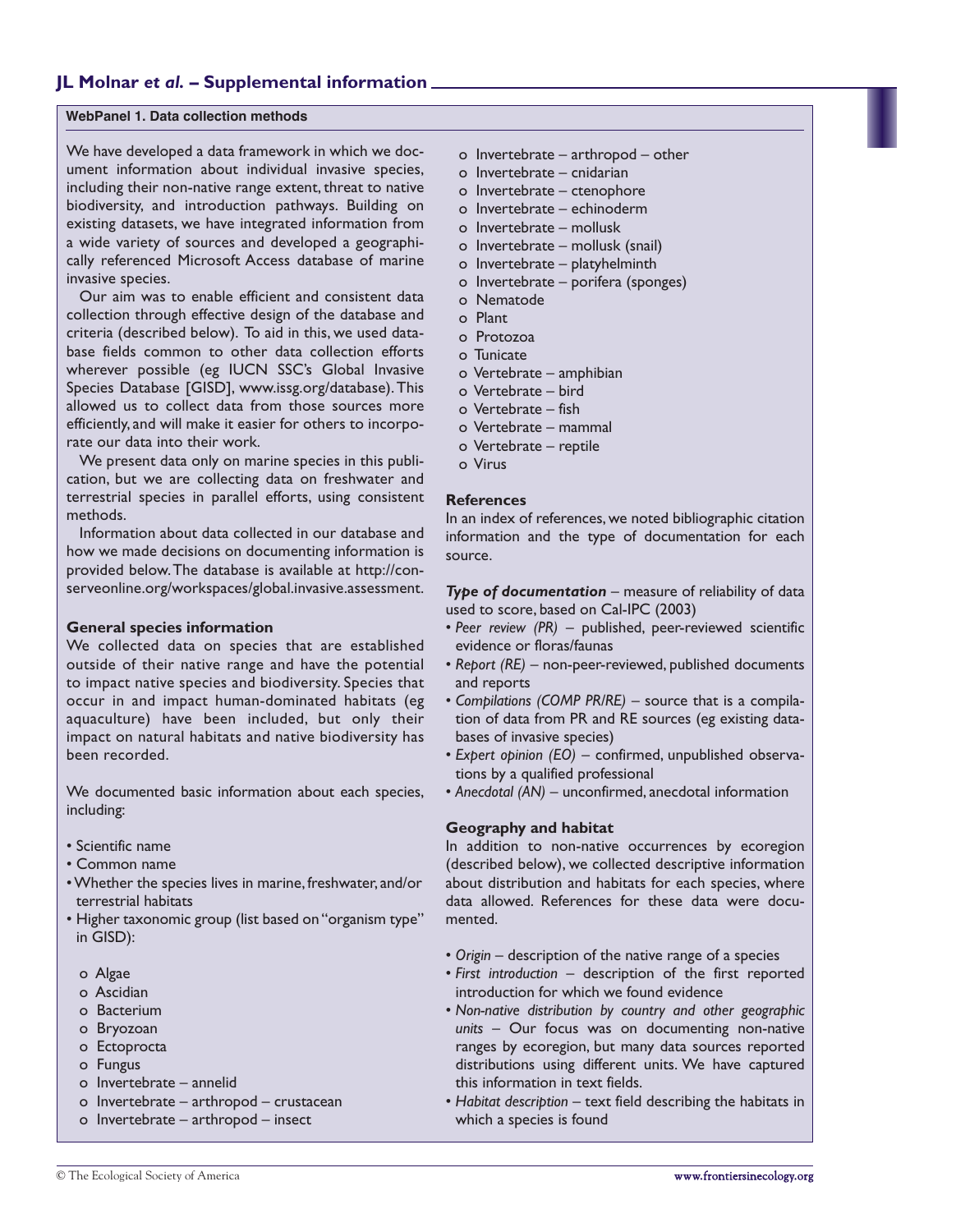## WebPanel 1. Data collection methods

We have developed a data framework in which we document information about individual invasive species, including their non-native range extent, threat to native biodiversity, and introduction pathways. Building on existing datasets, we have integrated information from a wide variety of sources and developed a geographically referenced Microsoft Access database of marine invasive species.

Our aim was to enable efficient and consistent data collection through effective design of the database and criteria (described below). To aid in this, we used database fields common to other data collection efforts wherever possible (eg IUCN SSC's Global Invasive Species Database [GISD], www.issg.org/database). This allowed us to collect data from those sources more efficiently, and will make it easier for others to incorporate our data into their work.

We present data only on marine species in this publication, but we are collecting data on freshwater and terrestrial species in parallel efforts, using consistent methods.

Information about data collected in our database and how we made decisions on documenting information is provided below. The database is available at http://conserveonline.org/workspaces/global.invasive.assessment.

### General species information

We collected data on species that are established outside of their native range and have the potential to impact native species and biodiversity. Species that occur in and impact human-dominated habitats (eg aquaculture) have been included, but only their impact on natural habitats and native biodiversity has been recorded.

We documented basic information about each species, including:

- Scientific name
- Common name
- Whether the species lives in marine, freshwater, and/or terrestrial habitats
- Higher taxonomic group (list based on "organism type" in GISD):
  - Algae
  - Ascidian
  - Bacterium
  - Bryozoan
  - Ectoprocta
  - Fungus
  - Invertebrate – annelid
  - Invertebrate – arthropod – crustacean
  - Invertebrate – arthropod – insect
  - Invertebrate – arthropod – other
  - Invertebrate – cnidarian
  - Invertebrate – ctenophore
  - Invertebrate – echinoderm
  - Invertebrate – mollusk
  - Invertebrate – mollusk (snail)
  - Invertebrate – platyhelminth
  - Invertebrate – porifera (sponges)
  - Nematode
  - Plant
  - Protozoa
  - Tunicate
  - Vertebrate – amphibian
  - Vertebrate – bird
  - Vertebrate – fish
  - Vertebrate – mammal
  - Vertebrate – reptile
  - Virus

### References

In an index of references, we noted bibliographic citation information and the type of documentation for each source.

***Type of documentation*** – measure of reliability of data used to score, based on Cal-IPC (2003)

- *Peer review (PR)* – published, peer-reviewed scientific evidence or floras/faunas
- *Report (RE)* – non-peer-reviewed, published documents and reports
- *Compilations (COMP PR/RE)* – source that is a compilation of data from PR and RE sources (eg existing databases of invasive species)
- *Expert opinion (EO)* – confirmed, unpublished observations by a qualified professional
- *Anecdotal (AN)* – unconfirmed, anecdotal information

### Geography and habitat

In addition to non-native occurrences by ecoregion (described below), we collected descriptive information about distribution and habitats for each species, where data allowed. References for these data were documented.

- *Origin* – description of the native range of a species
- *First introduction* – description of the first reported introduction for which we found evidence
- *Non-native distribution by country and other geographic units* – Our focus was on documenting non-native ranges by ecoregion, but many data sources reported distributions using different units. We have captured this information in text fields.
- *Habitat description* – text field describing the habitats in which a species is found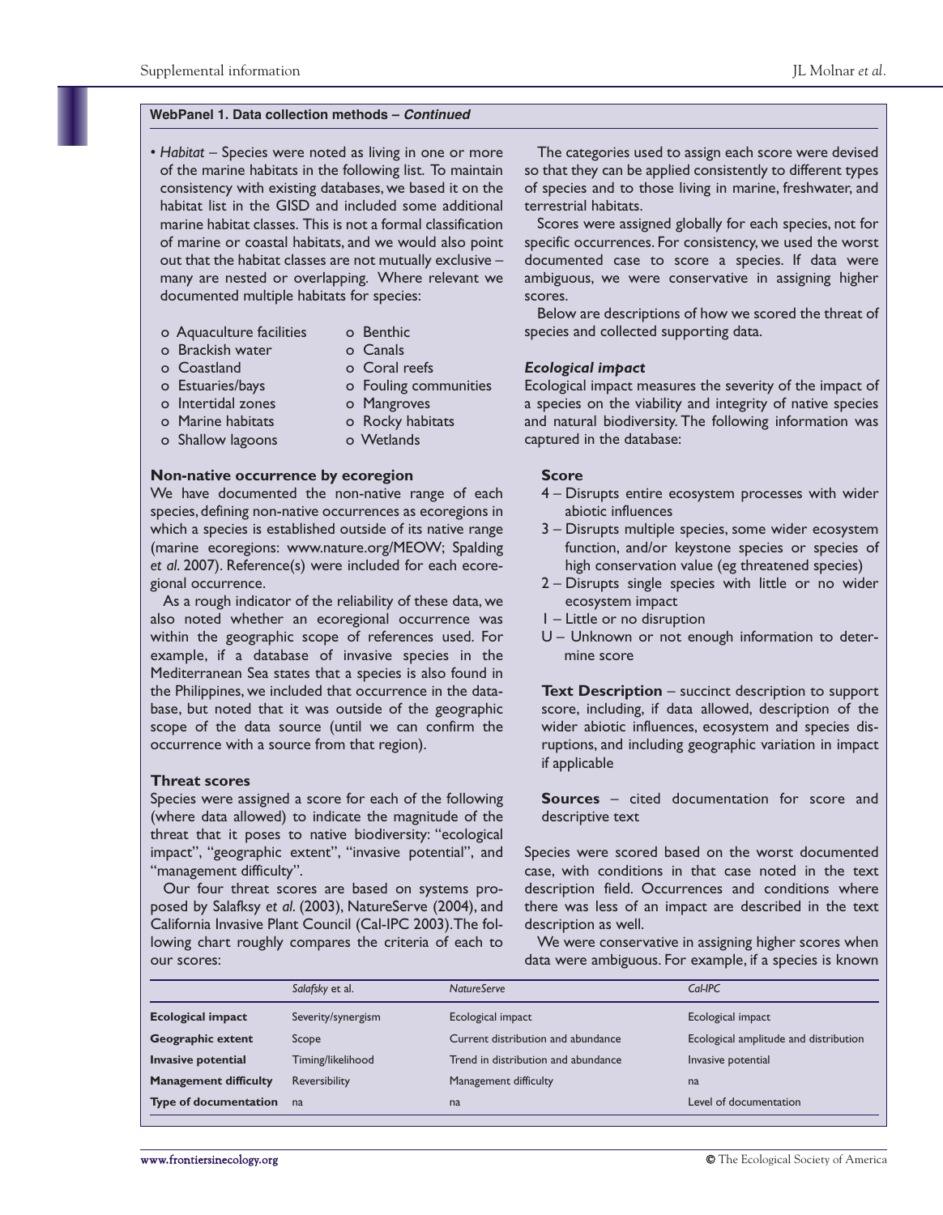**WebPanel 1. Data collection methods – *Continued***

- *Habitat* – Species were noted as living in one or more of the marine habitats in the following list. To maintain consistency with existing databases, we based it on the habitat list in the GISD and included some additional marine habitat classes. This is not a formal classification of marine or coastal habitats, and we would also point out that the habitat classes are not mutually exclusive – many are nested or overlapping. Where relevant we documented multiple habitats for species:

  - Aquaculture facilities
  - Brackish water
  - Coastland
  - Estuaries/bays
  - Intertidal zones
  - Marine habitats
  - Shallow lagoons
  - Benthic
  - Canals
  - Coral reefs
  - Fouling communities
  - Mangroves
  - Rocky habitats
  - Wetlands

### Non-native occurrence by ecoregion

We have documented the non-native range of each species, defining non-native occurrences as ecoregions in which a species is established outside of its native range (marine ecoregions: www.nature.org/MEOW; Spalding *et al.* 2007). Reference(s) were included for each ecoregional occurrence.

As a rough indicator of the reliability of these data, we also noted whether an ecoregional occurrence was within the geographic scope of references used. For example, if a database of invasive species in the Mediterranean Sea states that a species is also found in the Philippines, we included that occurrence in the database, but noted that it was outside of the geographic scope of the data source (until we can confirm the occurrence with a source from that region).

### Threat scores

Species were assigned a score for each of the following (where data allowed) to indicate the magnitude of the threat that it poses to native biodiversity: "ecological impact", "geographic extent", "invasive potential", and "management difficulty".

Our four threat scores are based on systems proposed by Salafksy *et al.* (2003), NatureServe (2004), and California Invasive Plant Council (Cal-IPC 2003). The following chart roughly compares the criteria of each to our scores:

The categories used to assign each score were devised so that they can be applied consistently to different types of species and to those living in marine, freshwater, and terrestrial habitats.

Scores were assigned globally for each species, not for specific occurrences. For consistency, we used the worst documented case to score a species. If data were ambiguous, we were conservative in assigning higher scores.

Below are descriptions of how we scored the threat of species and collected supporting data.

#### *Ecological impact*

Ecological impact measures the severity of the impact of a species on the viability and integrity of native species and natural biodiversity. The following information was captured in the database:

**Score**

4 – Disrupts entire ecosystem processes with wider abiotic influences
3 – Disrupts multiple species, some wider ecosystem function, and/or keystone species or species of high conservation value (eg threatened species)
2 – Disrupts single species with little or no wider ecosystem impact
1 – Little or no disruption
U – Unknown or not enough information to determine score

**Text Description** – succinct description to support score, including, if data allowed, description of the wider abiotic influences, ecosystem and species disruptions, and including geographic variation in impact if applicable

**Sources** – cited documentation for score and descriptive text

Species were scored based on the worst documented case, with conditions in that case noted in the text description field. Occurrences and conditions where there was less of an impact are described in the text description as well.

We were conservative in assigning higher scores when data were ambiguous. For example, if a species is known

| | *Salafsky* et al. | *NatureServe* | *Cal-IPC* |
|---|---|---|---|
| **Ecological impact** | Severity/synergism | Ecological impact | Ecological impact |
| **Geographic extent** | Scope | Current distribution and abundance | Ecological amplitude and distribution |
| **Invasive potential** | Timing/likelihood | Trend in distribution and abundance | Invasive potential |
| **Management difficulty** | Reversibility | Management difficulty | na |
| **Type of documentation** | na | na | Level of documentation |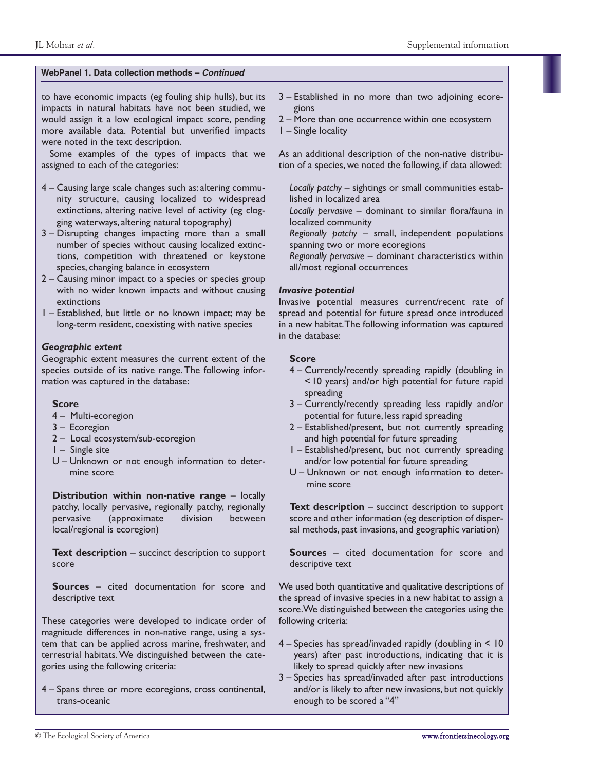**WebPanel 1. Data collection methods – *Continued***

to have economic impacts (eg fouling ship hulls), but its impacts in natural habitats have not been studied, we would assign it a low ecological impact score, pending more available data. Potential but unverified impacts were noted in the text description.

Some examples of the types of impacts that we assigned to each of the categories:

4 – Causing large scale changes such as: altering community structure, causing localized to widespread extinctions, altering native level of activity (eg clogging waterways, altering natural topography)
3 – Disrupting changes impacting more than a small number of species without causing localized extinctions, competition with threatened or keystone species, changing balance in ecosystem
2 – Causing minor impact to a species or species group with no wider known impacts and without causing extinctions
1 – Established, but little or no known impact; may be long-term resident, coexisting with native species

***Geographic extent***

Geographic extent measures the current extent of the species outside of its native range. The following information was captured in the database:

**Score**
4 – Multi-ecoregion
3 – Ecoregion
2 – Local ecosystem/sub-ecoregion
1 – Single site
U – Unknown or not enough information to determine score

**Distribution within non-native range** – locally patchy, locally pervasive, regionally patchy, regionally pervasive (approximate division between local/regional is ecoregion)

**Text description** – succinct description to support score

**Sources** – cited documentation for score and descriptive text

These categories were developed to indicate order of magnitude differences in non-native range, using a system that can be applied across marine, freshwater, and terrestrial habitats. We distinguished between the categories using the following criteria:

4 – Spans three or more ecoregions, cross continental, trans-oceanic
3 – Established in no more than two adjoining ecoregions
2 – More than one occurrence within one ecosystem
1 – Single locality

As an additional description of the non-native distribution of a species, we noted the following, if data allowed:

*Locally patchy* – sightings or small communities established in localized area
*Locally pervasive* – dominant to similar flora/fauna in localized community
*Regionally patchy* – small, independent populations spanning two or more ecoregions
*Regionally pervasive* – dominant characteristics within all/most regional occurrences

***Invasive potential***

Invasive potential measures current/recent rate of spread and potential for future spread once introduced in a new habitat. The following information was captured in the database:

**Score**
4 – Currently/recently spreading rapidly (doubling in < 10 years) and/or high potential for future rapid spreading
3 – Currently/recently spreading less rapidly and/or potential for future, less rapid spreading
2 – Established/present, but not currently spreading and high potential for future spreading
1 – Established/present, but not currently spreading and/or low potential for future spreading
U – Unknown or not enough information to determine score

**Text description** – succinct description to support score and other information (eg description of dispersal methods, past invasions, and geographic variation)

**Sources** – cited documentation for score and descriptive text

We used both quantitative and qualitative descriptions of the spread of invasive species in a new habitat to assign a score. We distinguished between the categories using the following criteria:

4 – Species has spread/invaded rapidly (doubling in < 10 years) after past introductions, indicating that it is likely to spread quickly after new invasions
3 – Species has spread/invaded after past introductions and/or is likely to after new invasions, but not quickly enough to be scored a "4"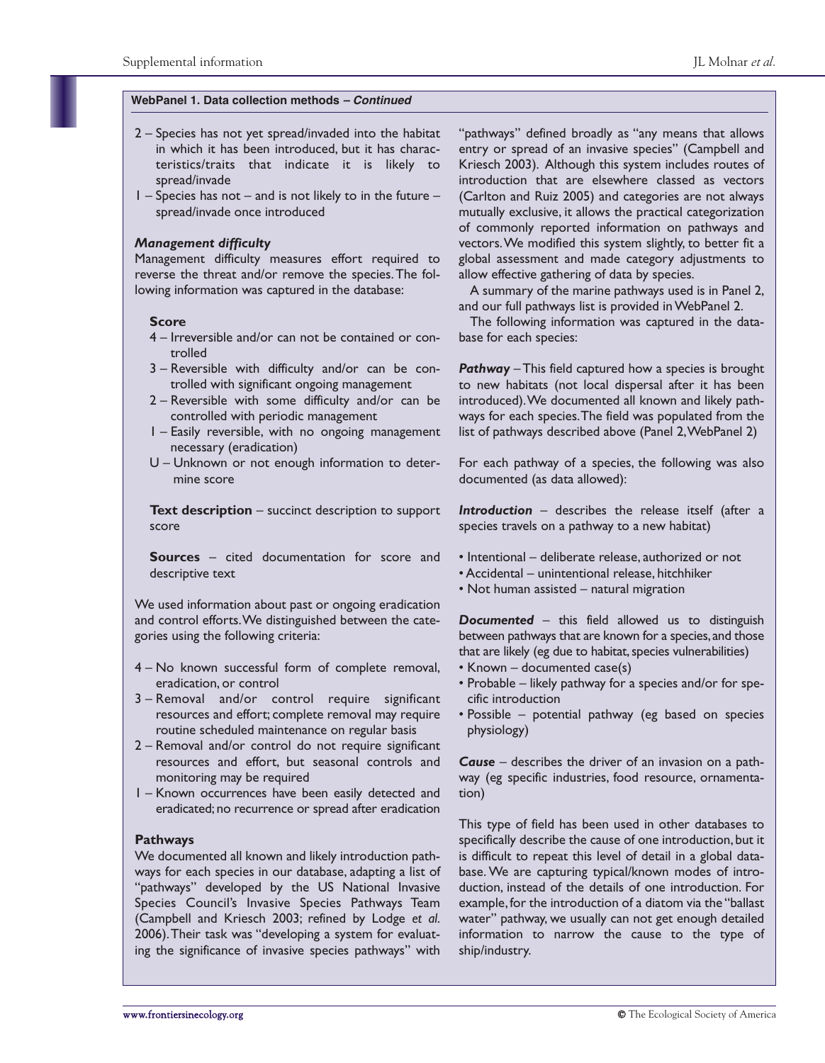**WebPanel 1. Data collection methods – *Continued***

2 – Species has not yet spread/invaded into the habitat in which it has been introduced, but it has characteristics/traits that indicate it is likely to spread/invade

1 – Species has not – and is not likely to in the future – spread/invade once introduced

### *Management difficulty*

Management difficulty measures effort required to reverse the threat and/or remove the species. The following information was captured in the database:

**Score**

4 – Irreversible and/or can not be contained or controlled

3 – Reversible with difficulty and/or can be controlled with significant ongoing management

2 – Reversible with some difficulty and/or can be controlled with periodic management

1 – Easily reversible, with no ongoing management necessary (eradication)

U – Unknown or not enough information to determine score

**Text description** – succinct description to support score

**Sources** – cited documentation for score and descriptive text

We used information about past or ongoing eradication and control efforts. We distinguished between the categories using the following criteria:

4 – No known successful form of complete removal, eradication, or control

3 – Removal and/or control require significant resources and effort; complete removal may require routine scheduled maintenance on regular basis

2 – Removal and/or control do not require significant resources and effort, but seasonal controls and monitoring may be required

1 – Known occurrences have been easily detected and eradicated; no recurrence or spread after eradication

### Pathways

We documented all known and likely introduction pathways for each species in our database, adapting a list of "pathways" developed by the US National Invasive Species Council's Invasive Species Pathways Team (Campbell and Kriesch 2003; refined by Lodge *et al.* 2006). Their task was "developing a system for evaluating the significance of invasive species pathways" with "pathways" defined broadly as "any means that allows entry or spread of an invasive species" (Campbell and Kriesch 2003). Although this system includes routes of introduction that are elsewhere classed as vectors (Carlton and Ruiz 2005) and categories are not always mutually exclusive, it allows the practical categorization of commonly reported information on pathways and vectors. We modified this system slightly, to better fit a global assessment and made category adjustments to allow effective gathering of data by species.

A summary of the marine pathways used is in Panel 2, and our full pathways list is provided in WebPanel 2.

The following information was captured in the database for each species:

***Pathway*** – This field captured how a species is brought to new habitats (not local dispersal after it has been introduced). We documented all known and likely pathways for each species. The field was populated from the list of pathways described above (Panel 2, WebPanel 2)

For each pathway of a species, the following was also documented (as data allowed):

***Introduction*** – describes the release itself (after a species travels on a pathway to a new habitat)

- Intentional – deliberate release, authorized or not
- Accidental – unintentional release, hitchhiker
- Not human assisted – natural migration

***Documented*** – this field allowed us to distinguish between pathways that are known for a species, and those that are likely (eg due to habitat, species vulnerabilities)

- Known – documented case(s)
- Probable – likely pathway for a species and/or for specific introduction
- Possible – potential pathway (eg based on species physiology)

***Cause*** – describes the driver of an invasion on a pathway (eg specific industries, food resource, ornamentation)

This type of field has been used in other databases to specifically describe the cause of one introduction, but it is difficult to repeat this level of detail in a global database. We are capturing typical/known modes of introduction, instead of the details of one introduction. For example, for the introduction of a diatom via the "ballast water" pathway, we usually can not get enough detailed information to narrow the cause to the type of ship/industry.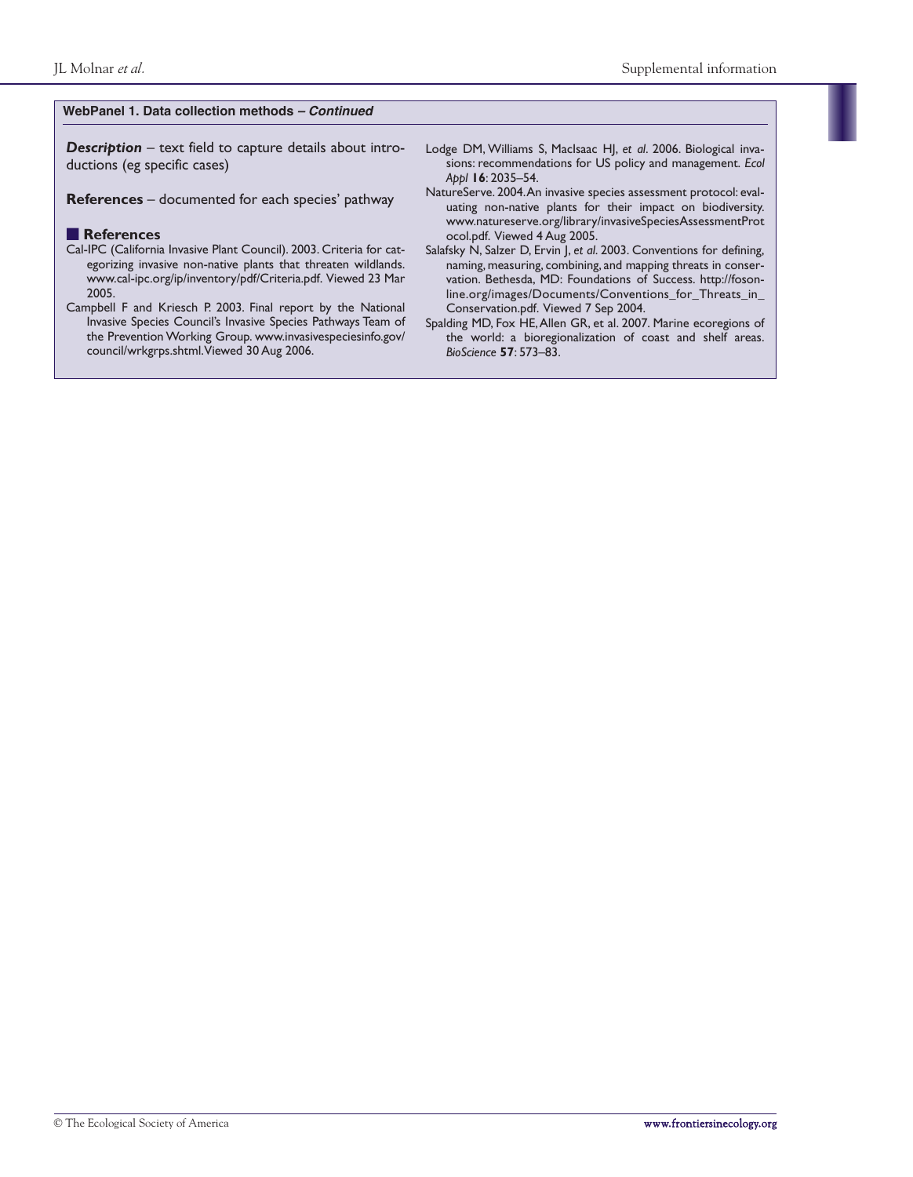**WebPanel 1. Data collection methods – *Continued***

***Description*** – text field to capture details about introductions (eg specific cases)

**References** – documented for each species' pathway

## References

Cal-IPC (California Invasive Plant Council). 2003. Criteria for categorizing invasive non-native plants that threaten wildlands. www.cal-ipc.org/ip/inventory/pdf/Criteria.pdf. Viewed 23 Mar 2005.

Campbell F and Kriesch P. 2003. Final report by the National Invasive Species Council's Invasive Species Pathways Team of the Prevention Working Group. www.invasivespeciesinfo.gov/council/wrkgrps.shtml. Viewed 30 Aug 2006.

Lodge DM, Williams S, MacIsaac HJ, *et al*. 2006. Biological invasions: recommendations for US policy and management. *Ecol Appl* **16**: 2035–54.

NatureServe. 2004. An invasive species assessment protocol: evaluating non-native plants for their impact on biodiversity. www.natureserve.org/library/invasiveSpeciesAssessmentProtocol.pdf. Viewed 4 Aug 2005.

Salafsky N, Salzer D, Ervin J, *et al*. 2003. Conventions for defining, naming, measuring, combining, and mapping threats in conservation. Bethesda, MD: Foundations of Success. http://fosonline.org/images/Documents/Conventions_for_Threats_in_Conservation.pdf. Viewed 7 Sep 2004.

Spalding MD, Fox HE, Allen GR, et al. 2007. Marine ecoregions of the world: a bioregionalization of coast and shelf areas. *BioScience* **57**: 573–83.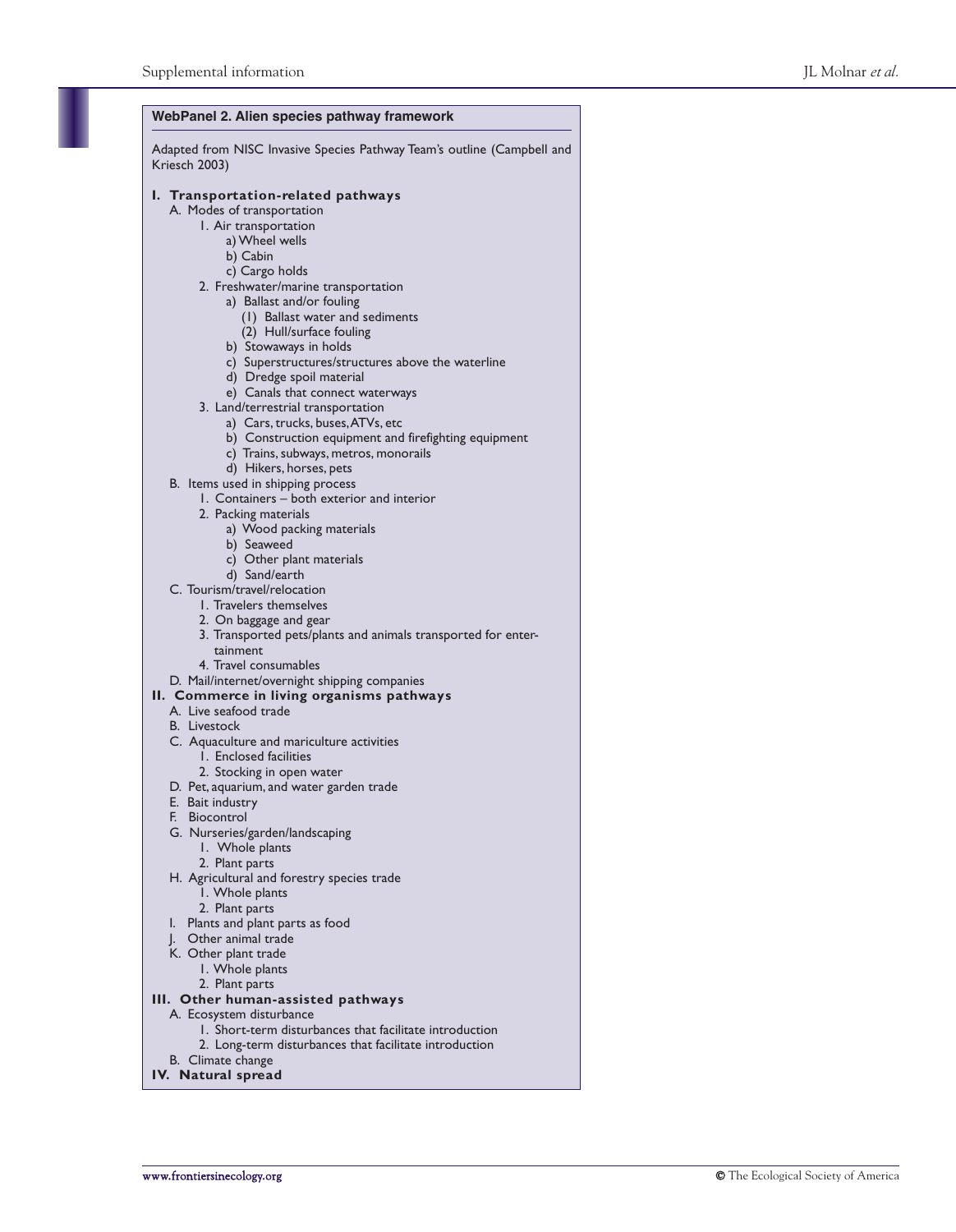## WebPanel 2. Alien species pathway framework

Adapted from NISC Invasive Species Pathway Team's outline (Campbell and Kriesch 2003)

**I. Transportation-related pathways**

- A. Modes of transportation
  - 1. Air transportation
    - a) Wheel wells
    - b) Cabin
    - c) Cargo holds
  - 2. Freshwater/marine transportation
    - a) Ballast and/or fouling
      - (1) Ballast water and sediments
      - (2) Hull/surface fouling
    - b) Stowaways in holds
    - c) Superstructures/structures above the waterline
    - d) Dredge spoil material
    - e) Canals that connect waterways
  - 3. Land/terrestrial transportation
    - a) Cars, trucks, buses, ATVs, etc
    - b) Construction equipment and firefighting equipment
    - c) Trains, subways, metros, monorails
    - d) Hikers, horses, pets
- B. Items used in shipping process
  - 1. Containers – both exterior and interior
  - 2. Packing materials
    - a) Wood packing materials
    - b) Seaweed
    - c) Other plant materials
    - d) Sand/earth
- C. Tourism/travel/relocation
  - 1. Travelers themselves
  - 2. On baggage and gear
  - 3. Transported pets/plants and animals transported for entertainment
  - 4. Travel consumables
- D. Mail/internet/overnight shipping companies

**II. Commerce in living organisms pathways**

- A. Live seafood trade
- B. Livestock
- C. Aquaculture and mariculture activities
  - 1. Enclosed facilities
  - 2. Stocking in open water
- D. Pet, aquarium, and water garden trade
- E. Bait industry
- F. Biocontrol
- G. Nurseries/garden/landscaping
  - 1. Whole plants
  - 2. Plant parts
- H. Agricultural and forestry species trade
  - 1. Whole plants
  - 2. Plant parts
- I. Plants and plant parts as food
- J. Other animal trade
- K. Other plant trade
  - 1. Whole plants
  - 2. Plant parts

**III. Other human-assisted pathways**

- A. Ecosystem disturbance
  - 1. Short-term disturbances that facilitate introduction
  - 2. Long-term disturbances that facilitate introduction
- B. Climate change

**IV. Natural spread**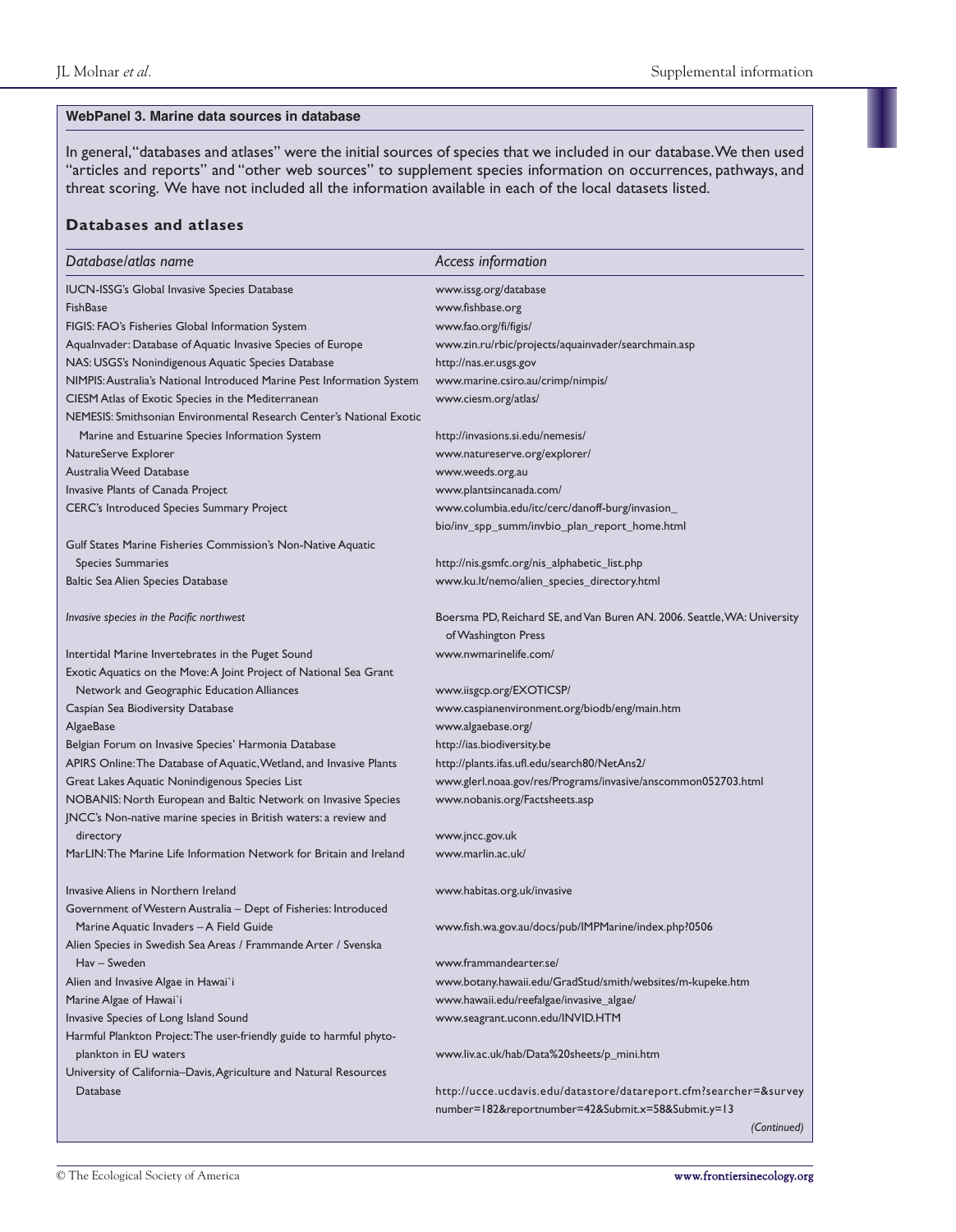**WebPanel 3. Marine data sources in database**

In general, "databases and atlases" were the initial sources of species that we included in our database. We then used "articles and reports" and "other web sources" to supplement species information on occurrences, pathways, and threat scoring. We have not included all the information available in each of the local datasets listed.

### Databases and atlases

| *Database/atlas name* | *Access information* |
|---|---|
| IUCN-ISSG's Global Invasive Species Database | www.issg.org/database |
| FishBase | www.fishbase.org |
| FIGIS: FAO's Fisheries Global Information System | www.fao.org/fi/figis/ |
| AquaInvader: Database of Aquatic Invasive Species of Europe | www.zin.ru/rbic/projects/aquainvader/searchmain.asp |
| NAS: USGS's Nonindigenous Aquatic Species Database | http://nas.er.usgs.gov |
| NIMPIS: Australia's National Introduced Marine Pest Information System | www.marine.csiro.au/crimp/nimpis/ |
| CIESM Atlas of Exotic Species in the Mediterranean | www.ciesm.org/atlas/ |
| NEMESIS: Smithsonian Environmental Research Center's National Exotic Marine and Estuarine Species Information System | http://invasions.si.edu/nemesis/ |
| NatureServe Explorer | www.natureserve.org/explorer/ |
| Australia Weed Database | www.weeds.org.au |
| Invasive Plants of Canada Project | www.plantsincanada.com/ |
| CERC's Introduced Species Summary Project | www.columbia.edu/itc/cerc/danoff-burg/invasion_bio/inv_spp_summ/invbio_plan_report_home.html |
| Gulf States Marine Fisheries Commission's Non-Native Aquatic Species Summaries | http://nis.gsmfc.org/nis_alphabetic_list.php |
| Baltic Sea Alien Species Database | www.ku.lt/nemo/alien_species_directory.html |
| *Invasive species in the Pacific northwest* | Boersma PD, Reichard SE, and Van Buren AN. 2006. Seattle, WA: University of Washington Press |
| Intertidal Marine Invertebrates in the Puget Sound | www.nwmarinelife.com/ |
| Exotic Aquatics on the Move: A Joint Project of National Sea Grant Network and Geographic Education Alliances | www.iisgcp.org/EXOTICSP/ |
| Caspian Sea Biodiversity Database | www.caspianenvironment.org/biodb/eng/main.htm |
| AlgaeBase | www.algaebase.org/ |
| Belgian Forum on Invasive Species' Harmonia Database | http://ias.biodiversity.be |
| APIRS Online: The Database of Aquatic, Wetland, and Invasive Plants | http://plants.ifas.ufl.edu/search80/NetAns2/ |
| Great Lakes Aquatic Nonindigenous Species List | www.glerl.noaa.gov/res/Programs/invasive/anscommon052703.html |
| NOBANIS: North European and Baltic Network on Invasive Species | www.nobanis.org/Factsheets.asp |
| JNCC's Non-native marine species in British waters: a review and directory | www.jncc.gov.uk |
| MarLIN: The Marine Life Information Network for Britain and Ireland | www.marlin.ac.uk/ |
| Invasive Aliens in Northern Ireland | www.habitas.org.uk/invasive |
| Government of Western Australia – Dept of Fisheries: Introduced Marine Aquatic Invaders – A Field Guide | www.fish.wa.gov.au/docs/pub/IMPMarine/index.php?0506 |
| Alien Species in Swedish Sea Areas / Frammande Arter / Svenska Hav – Sweden | www.frammandearter.se/ |
| Alien and Invasive Algae in Hawai`i | www.botany.hawaii.edu/GradStud/smith/websites/m-kupeke.htm |
| Marine Algae of Hawai`i | www.hawaii.edu/reefalgae/invasive_algae/ |
| Invasive Species of Long Island Sound | www.seagrant.uconn.edu/INVID.HTM |
| Harmful Plankton Project: The user-friendly guide to harmful phytoplankton in EU waters | www.liv.ac.uk/hab/Data%20sheets/p_mini.htm |
| University of California–Davis, Agriculture and Natural Resources Database | http://ucce.ucdavis.edu/datastore/datareport.cfm?searcher=&surveynumber=182&reportnumber=42&Submit.x=58&Submit.y=13 |

*(Continued)*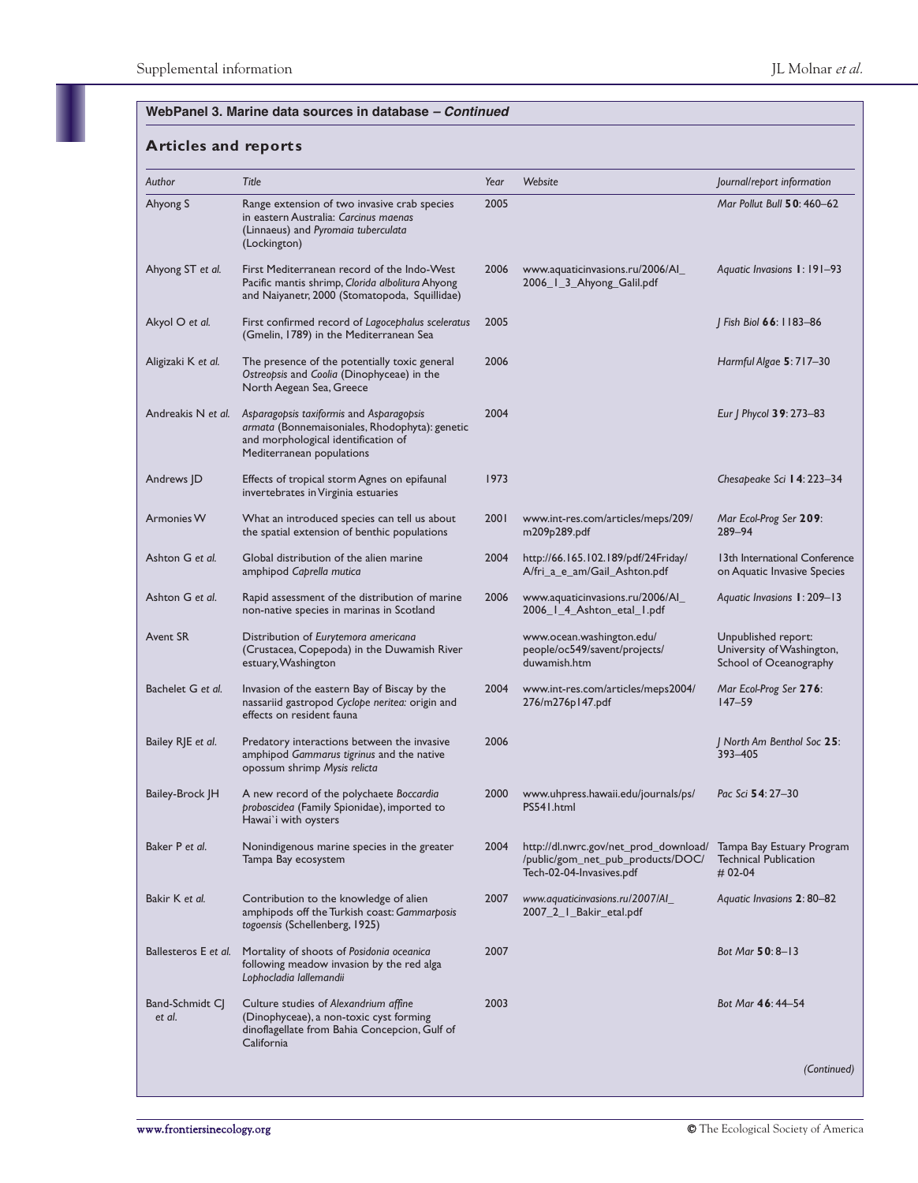**WebPanel 3. Marine data sources in database – *Continued***

## Articles and reports

| *Author* | *Title* | *Year* | *Website* | *Journal/report information* |
|---|---|---|---|---|
| Ahyong S | Range extension of two invasive crab species in eastern Australia: *Carcinus maenas* (Linnaeus) and *Pyromaia tuberculata* (Lockington) | 2005 | | *Mar Pollut Bull* **50**: 460–62 |
| Ahyong ST *et al.* | First Mediterranean record of the Indo-West Pacific mantis shrimp, *Clorida albolitura* Ahyong and Naiyanetr, 2000 (Stomatopoda, Squillidae) | 2006 | www.aquaticinvasions.ru/2006/AI_2006_1_3_Ahyong_Galil.pdf | *Aquatic Invasions* **1**: 191–93 |
| Akyol O *et al.* | First confirmed record of *Lagocephalus sceleratus* (Gmelin, 1789) in the Mediterranean Sea | 2005 | | *J Fish Biol* **66**: 1183–86 |
| Aligizaki K *et al.* | The presence of the potentially toxic general *Ostreopsis* and *Coolia* (Dinophyceae) in the North Aegean Sea, Greece | 2006 | | *Harmful Algae* **5**: 717–30 |
| Andreakis N *et al.* | *Asparagopsis taxiformis* and *Asparagopsis armata* (Bonnemaisoniales, Rhodophyta): genetic and morphological identification of Mediterranean populations | 2004 | | *Eur J Phycol* **39**: 273–83 |
| Andrews JD | Effects of tropical storm Agnes on epifaunal invertebrates in Virginia estuaries | 1973 | | *Chesapeake Sci* **14**: 223–34 |
| Armonies W | What an introduced species can tell us about the spatial extension of benthic populations | 2001 | www.int-res.com/articles/meps/209/m209p289.pdf | *Mar Ecol-Prog Ser* **209**: 289–94 |
| Ashton G *et al.* | Global distribution of the alien marine amphipod *Caprella mutica* | 2004 | http://66.165.102.189/pdf/24Friday/A/fri_a_e_am/Gail_Ashton.pdf | 13th International Conference on Aquatic Invasive Species |
| Ashton G *et al.* | Rapid assessment of the distribution of marine non-native species in marinas in Scotland | 2006 | www.aquaticinvasions.ru/2006/AI_2006_1_4_Ashton_etal_1.pdf | *Aquatic Invasions* **1**: 209–13 |
| Avent SR | Distribution of *Eurytemora americana* (Crustacea, Copepoda) in the Duwamish River estuary, Washington | | www.ocean.washington.edu/people/oc549/savent/projects/duwamish.htm | Unpublished report: University of Washington, School of Oceanography |
| Bachelet G *et al.* | Invasion of the eastern Bay of Biscay by the nassariid gastropod *Cyclope neritea:* origin and effects on resident fauna | 2004 | www.int-res.com/articles/meps2004/276/m276p147.pdf | *Mar Ecol-Prog Ser* **276**: 147–59 |
| Bailey RJE *et al.* | Predatory interactions between the invasive amphipod *Gammarus tigrinus* and the native opossum shrimp *Mysis relicta* | 2006 | | *J North Am Benthol Soc* **25**: 393–405 |
| Bailey-Brock JH | A new record of the polychaete *Boccardia proboscidea* (Family Spionidae), imported to Hawai`i with oysters | 2000 | www.uhpress.hawaii.edu/journals/ps/PS541.html | *Pac Sci* **54**: 27–30 |
| Baker P *et al.* | Nonindigenous marine species in the greater Tampa Bay ecosystem | 2004 | http://dl.nwrc.gov/net_prod_download//public/gom_net_pub_products/DOC/Tech-02-04-Invasives.pdf | Tampa Bay Estuary Program Technical Publication # 02-04 |
| Bakir K *et al.* | Contribution to the knowledge of alien amphipods off the Turkish coast: *Gammarposis togoensis* (Schellenberg, 1925) | 2007 | *www.aquaticinvasions.ru/2007/AI_2007_2_1_Bakir_etal.pdf* | *Aquatic Invasions* **2**: 80–82 |
| Ballesteros E *et al.* | Mortality of shoots of *Posidonia oceanica* following meadow invasion by the red alga *Lophocladia lallemandii* | 2007 | | *Bot Mar* **50**: 8–13 |
| Band-Schmidt CJ *et al.* | Culture studies of *Alexandrium affine* (Dinophyceae), a non-toxic cyst forming dinoflagellate from Bahia Concepcion, Gulf of California | 2003 | | *Bot Mar* **46**: 44–54 |

*(Continued)*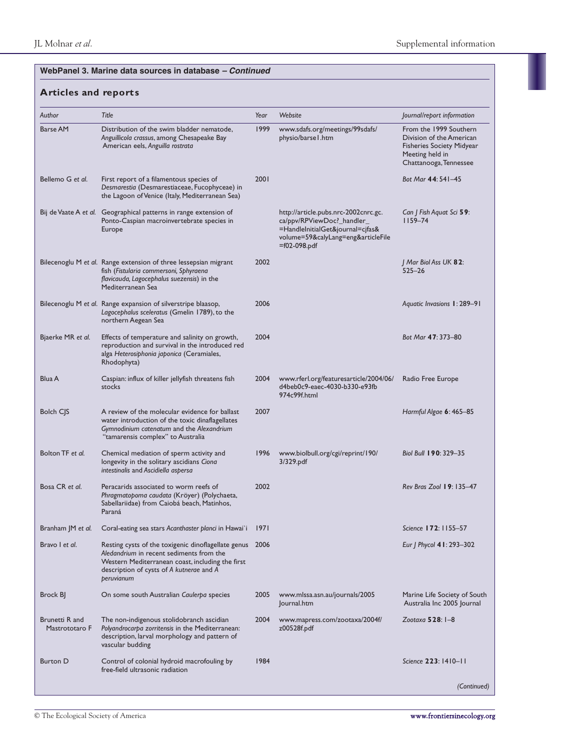**WebPanel 3. Marine data sources in database – *Continued***

## Articles and reports

| *Author* | *Title* | *Year* | *Website* | *Journal/report information* |
|---|---|---|---|---|
| Barse AM | Distribution of the swim bladder nematode, *Anguillicola crassus*, among Chesapeake Bay American eels, *Anguilla rostrata* | 1999 | www.sdafs.org/meetings/99sdafs/physio/barse1.htm | From the 1999 Southern Division of the American Fisheries Society Midyear Meeting held in Chattanooga, Tennessee |
| Bellemo G *et al.* | First report of a filamentous species of *Desmarestia* (Desmarestiaceae, Fucophyceae) in the Lagoon of Venice (Italy, Mediterranean Sea) | 2001 | | *Bot Mar* **44**: 541–45 |
| Bij de Vaate A *et al.* | Geographical patterns in range extension of Ponto-Caspian macroinvertebrate species in Europe | | http://article.pubs.nrc-2002cnrc.gc.ca/ppv/RPViewDoc?_handler_=HandleInitialGet&journal=cjfas&volume=59&calyLang=eng&articleFile=f02-098.pdf | *Can J Fish Aquat Sci* **59**: 1159–74 |
| Bilecenoglu M *et al.* | Range extension of three lessepsian migrant fish (*Fistularia commersoni, Sphyraena flavicauda, Lagocephalus suezensis*) in the Mediterranean Sea | 2002 | | *J Mar Biol Ass UK* **82**: 525–26 |
| Bilecenoglu M *et al.* | Range expansion of silverstripe blaasop, *Lagocephalus sceleratus* (Gmelin 1789), to the northern Aegean Sea | 2006 | | *Aquatic Invasions* **1**: 289–91 |
| Bjaerke MR *et al.* | Effects of temperature and salinity on growth, reproduction and survival in the introduced red alga *Heterosiphonia japonica* (Ceramiales, Rhodophyta) | 2004 | | *Bot Mar* **47**: 373–80 |
| Blua A | Caspian: influx of killer jellyfish threatens fish stocks | 2004 | www.rferl.org/featuresarticle/2004/06/d4beb0c9-eaec-4030-b330-e93fb974c99f.html | Radio Free Europe |
| Bolch CJS | A review of the molecular evidence for ballast water introduction of the toxic dinaflagellates *Gymnodinium catenatum* and the *Alexandrium* "tamarensis complex" to Australia | 2007 | | *Harmful Algae* **6**: 465–85 |
| Bolton TF *et al.* | Chemical mediation of sperm activity and longevity in the solitary ascidians *Ciona intestinalis* and *Ascidiella aspersa* | 1996 | www.biolbull.org/cgi/reprint/190/3/329.pdf | *Biol Bull* **190**: 329–35 |
| Bosa CR *et al.* | Peracarids associated to worm reefs of *Phragmatopoma caudata* (Kröyer) (Polychaeta, Sabellariidae) from Caiobá beach, Matinhos, Paraná | 2002 | | *Rev Bras Zool* **19**: 135–47 |
| Branham JM *et al.* | Coral-eating sea stars *Acanthaster planci* in Hawai`i | 1971 | | *Science* **172**: 1155–57 |
| Bravo I *et al.* | Resting cysts of the toxigenic dinoflagellate genus *Aledandrium* in recent sediments from the Western Mediterranean coast, including the first description of cysts of *A kutnerae* and *A peruvianum* | 2006 | | *Eur J Phycol* **41**: 293–302 |
| Brock BJ | On some south Australian *Caulerpa* species | 2005 | www.mlssa.asn.au/journals/2005Journal.htm | Marine Life Society of South Australia Inc 2005 Journal |
| Brunetti R and Mastrototaro F | The non-indigenous stolidobranch ascidian *Polyandrocarpa zorritensis* in the Mediterranean: description, larval morphology and pattern of vascular budding | 2004 | www.mapress.com/zootaxa/2004f/z00528f.pdf | *Zootaxa* **528**: 1–8 |
| Burton D | Control of colonial hydroid macrofouling by free-field ultrasonic radiation | 1984 | | *Science* **223**: 1410–11 |

*(Continued)*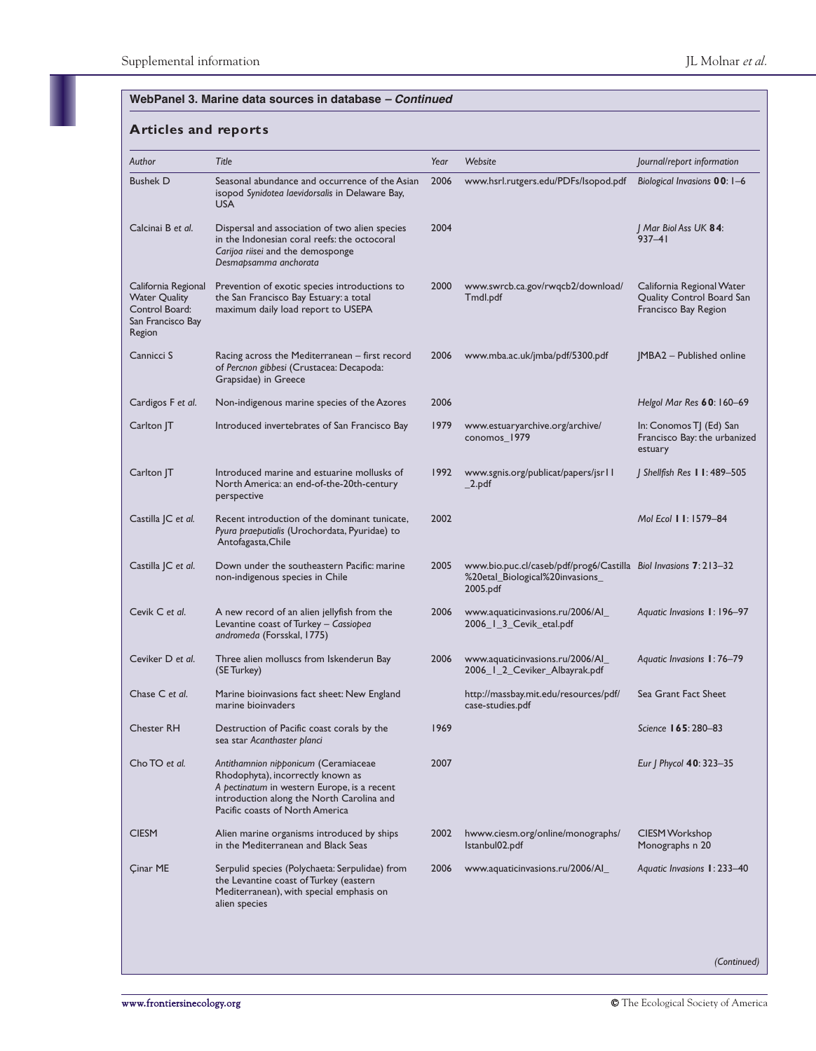**WebPanel 3. Marine data sources in database – *Continued***

## Articles and reports

| *Author* | *Title* | *Year* | *Website* | *Journal/report information* |
|---|---|---|---|---|
| Bushek D | Seasonal abundance and occurrence of the Asian isopod *Synidotea laevidorsalis* in Delaware Bay, USA | 2006 | www.hsrl.rutgers.edu/PDFs/Isopod.pdf | *Biological Invasions* **00**: 1–6 |
| Calcinai B *et al.* | Dispersal and association of two alien species in the Indonesian coral reefs: the octocoral *Carijoa riisei* and the demosponge *Desmapsamma anchorata* | 2004 | | *J Mar Biol Ass UK* **84**: 937–41 |
| California Regional Water Quality Control Board: San Francisco Bay Region | Prevention of exotic species introductions to the San Francisco Bay Estuary: a total maximum daily load report to USEPA | 2000 | www.swrcb.ca.gov/rwqcb2/download/Tmdl.pdf | California Regional Water Quality Control Board San Francisco Bay Region |
| Cannicci S | Racing across the Mediterranean – first record of *Percnon gibbesi* (Crustacea: Decapoda: Grapsidae) in Greece | 2006 | www.mba.ac.uk/jmba/pdf/5300.pdf | JMBA2 – Published online |
| Cardigos F *et al.* | Non-indigenous marine species of the Azores | 2006 | | *Helgol Mar Res* **60**: 160–69 |
| Carlton JT | Introduced invertebrates of San Francisco Bay | 1979 | www.estuaryarchive.org/archive/conomos_1979 | In: Conomos TJ (Ed) San Francisco Bay: the urbanized estuary |
| Carlton JT | Introduced marine and estuarine mollusks of North America: an end-of-the-20th-century perspective | 1992 | www.sgnis.org/publicat/papers/jsr11_2.pdf | *J Shellfish Res* **11**: 489–505 |
| Castilla JC *et al.* | Recent introduction of the dominant tunicate, *Pyura praeputialis* (Urochordata, Pyuridae) to Antofagasta, Chile | 2002 | | *Mol Ecol* **11**: 1579–84 |
| Castilla JC *et al.* | Down under the southeastern Pacific: marine non-indigenous species in Chile | 2005 | www.bio.puc.cl/caseb/pdf/prog6/Castilla%20etal_Biological%20invasions_2005.pdf | *Biol Invasions* **7**: 213–32 |
| Cevik C *et al.* | A new record of an alien jellyfish from the Levantine coast of Turkey – *Cassiopea andromeda* (Forsskal, 1775) | 2006 | www.aquaticinvasions.ru/2006/AI_2006_1_3_Cevik_etal.pdf | *Aquatic Invasions* **1**: 196–97 |
| Ceviker D *et al.* | Three alien molluscs from Iskenderun Bay (SE Turkey) | 2006 | www.aquaticinvasions.ru/2006/AI_2006_1_2_Ceviker_Albayrak.pdf | *Aquatic Invasions* **1**: 76–79 |
| Chase C *et al.* | Marine bioinvasions fact sheet: New England marine bioinvaders | | http://massbay.mit.edu/resources/pdf/case-studies.pdf | Sea Grant Fact Sheet |
| Chester RH | Destruction of Pacific coast corals by the sea star *Acanthaster planci* | 1969 | | *Science* **165**: 280–83 |
| Cho TO *et al.* | *Antithamnion nipponicum* (Ceramiaceae Rhodophyta), incorrectly known as *A pectinatum* in western Europe, is a recent introduction along the North Carolina and Pacific coasts of North America | 2007 | | *Eur J Phycol* **40**: 323–35 |
| CIESM | Alien marine organisms introduced by ships in the Mediterranean and Black Seas | 2002 | hwww.ciesm.org/online/monographs/Istanbul02.pdf | CIESM Workshop Monographs n 20 |
| Çinar ME | Serpulid species (Polychaeta: Serpulidae) from the Levantine coast of Turkey (eastern Mediterranean), with special emphasis on alien species | 2006 | www.aquaticinvasions.ru/2006/AI_ | *Aquatic Invasions* **1**: 233–40 |

*(Continued)*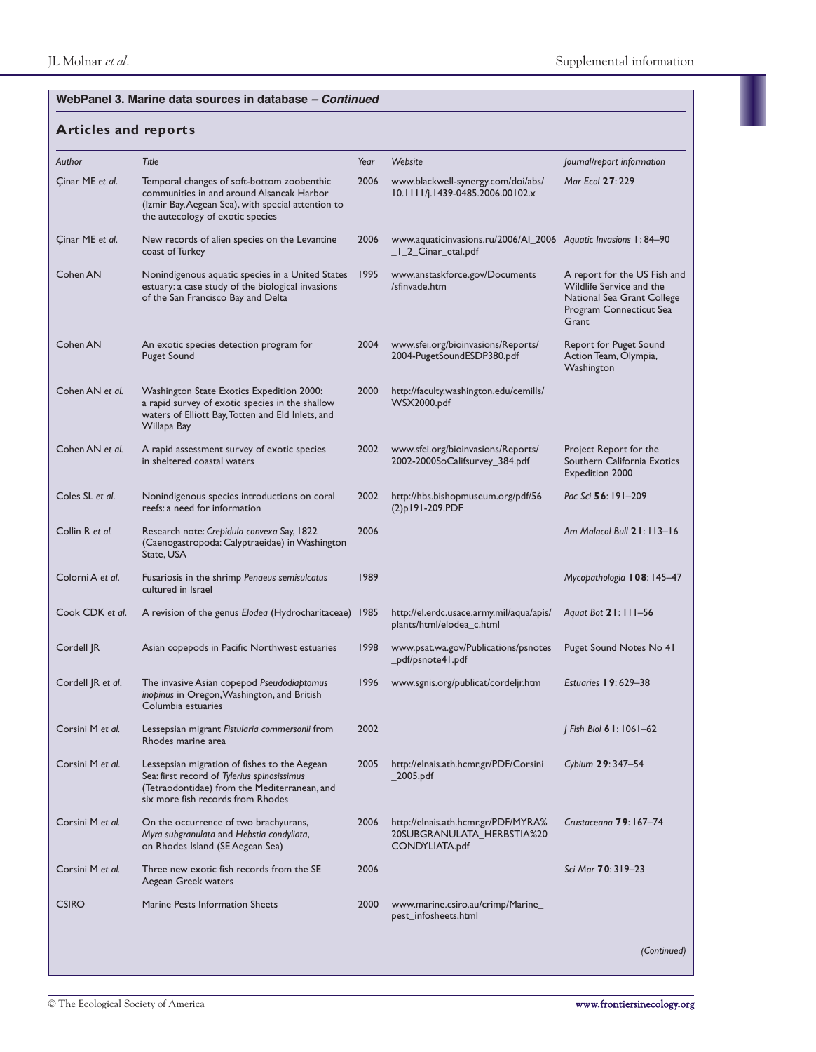**WebPanel 3. Marine data sources in database – *Continued***

## Articles and reports

| *Author* | *Title* | *Year* | *Website* | *Journal/report information* |
|---|---|---|---|---|
| Çinar ME *et al.* | Temporal changes of soft-bottom zoobenthic communities in and around Alsancak Harbor (Izmir Bay, Aegean Sea), with special attention to the autecology of exotic species | 2006 | www.blackwell-synergy.com/doi/abs/10.1111/j.1439-0485.2006.00102.x | *Mar Ecol* **27**: 229 |
| Çinar ME *et al.* | New records of alien species on the Levantine coast of Turkey | 2006 | www.aquaticinvasions.ru/2006/AI_2006_1_2_Cinar_etal.pdf | *Aquatic Invasions* **1**: 84–90 |
| Cohen AN | Nonindigenous aquatic species in a United States estuary: a case study of the biological invasions of the San Francisco Bay and Delta | 1995 | www.anstaskforce.gov/Documents/sfinvade.htm | A report for the US Fish and Wildlife Service and the National Sea Grant College Program Connecticut Sea Grant |
| Cohen AN | An exotic species detection program for Puget Sound | 2004 | www.sfei.org/bioinvasions/Reports/2004-PugetSoundESDP380.pdf | Report for Puget Sound Action Team, Olympia, Washington |
| Cohen AN *et al.* | Washington State Exotics Expedition 2000: a rapid survey of exotic species in the shallow waters of Elliott Bay, Totten and Eld Inlets, and Willapa Bay | 2000 | http://faculty.washington.edu/cemills/WSX2000.pdf | |
| Cohen AN *et al.* | A rapid assessment survey of exotic species in sheltered coastal waters | 2002 | www.sfei.org/bioinvasions/Reports/2002-2000SoCalifsurvey_384.pdf | Project Report for the Southern California Exotics Expedition 2000 |
| Coles SL *et al.* | Nonindigenous species introductions on coral reefs: a need for information | 2002 | http://hbs.bishopmuseum.org/pdf/56(2)p191-209.PDF | *Pac Sci* **56**: 191–209 |
| Collin R *et al.* | Research note: *Crepidula convexa* Say, 1822 (Caenogastropoda: Calyptraeidae) in Washington State, USA | 2006 | | *Am Malacol Bull* **21**: 113–16 |
| Colorni A *et al.* | Fusariosis in the shrimp *Penaeus semisulcatus* cultured in Israel | 1989 | | *Mycopathologia* **108**: 145–47 |
| Cook CDK *et al.* | A revision of the genus *Elodea* (Hydrocharitaceae) | 1985 | http://el.erdc.usace.army.mil/aqua/apis/plants/html/elodea_c.html | *Aquat Bot* **21**: 111–56 |
| Cordell JR | Asian copepods in Pacific Northwest estuaries | 1998 | www.psat.wa.gov/Publications/psnotes_pdf/psnote41.pdf | Puget Sound Notes No 41 |
| Cordell JR *et al.* | The invasive Asian copepod *Pseudodiaptomus inopinus* in Oregon, Washington, and British Columbia estuaries | 1996 | www.sgnis.org/publicat/cordeljr.htm | *Estuaries* **19**: 629–38 |
| Corsini M *et al.* | Lessepsian migrant *Fistularia commersonii* from Rhodes marine area | 2002 | | *J Fish Biol* **61**: 1061–62 |
| Corsini M *et al.* | Lessepsian migration of fishes to the Aegean Sea: first record of *Tylerius spinosissimus* (Tetraodontidae) from the Mediterranean, and six more fish records from Rhodes | 2005 | http://elnais.ath.hcmr.gr/PDF/Corsini_2005.pdf | *Cybium* **29**: 347–54 |
| Corsini M *et al.* | On the occurrence of two brachyurans, *Myra subgranulata* and *Hebstia condyliata*, on Rhodes Island (SE Aegean Sea) | 2006 | http://elnais.ath.hcmr.gr/PDF/MYRA%20SUBGRANULATA_HERBSTIA%20CONDYLIATA.pdf | *Crustaceana* **79**: 167–74 |
| Corsini M *et al.* | Three new exotic fish records from the SE Aegean Greek waters | 2006 | | *Sci Mar* **70**: 319–23 |
| CSIRO | Marine Pests Information Sheets | 2000 | www.marine.csiro.au/crimp/Marine_pest_infosheets.html | |

*(Continued)*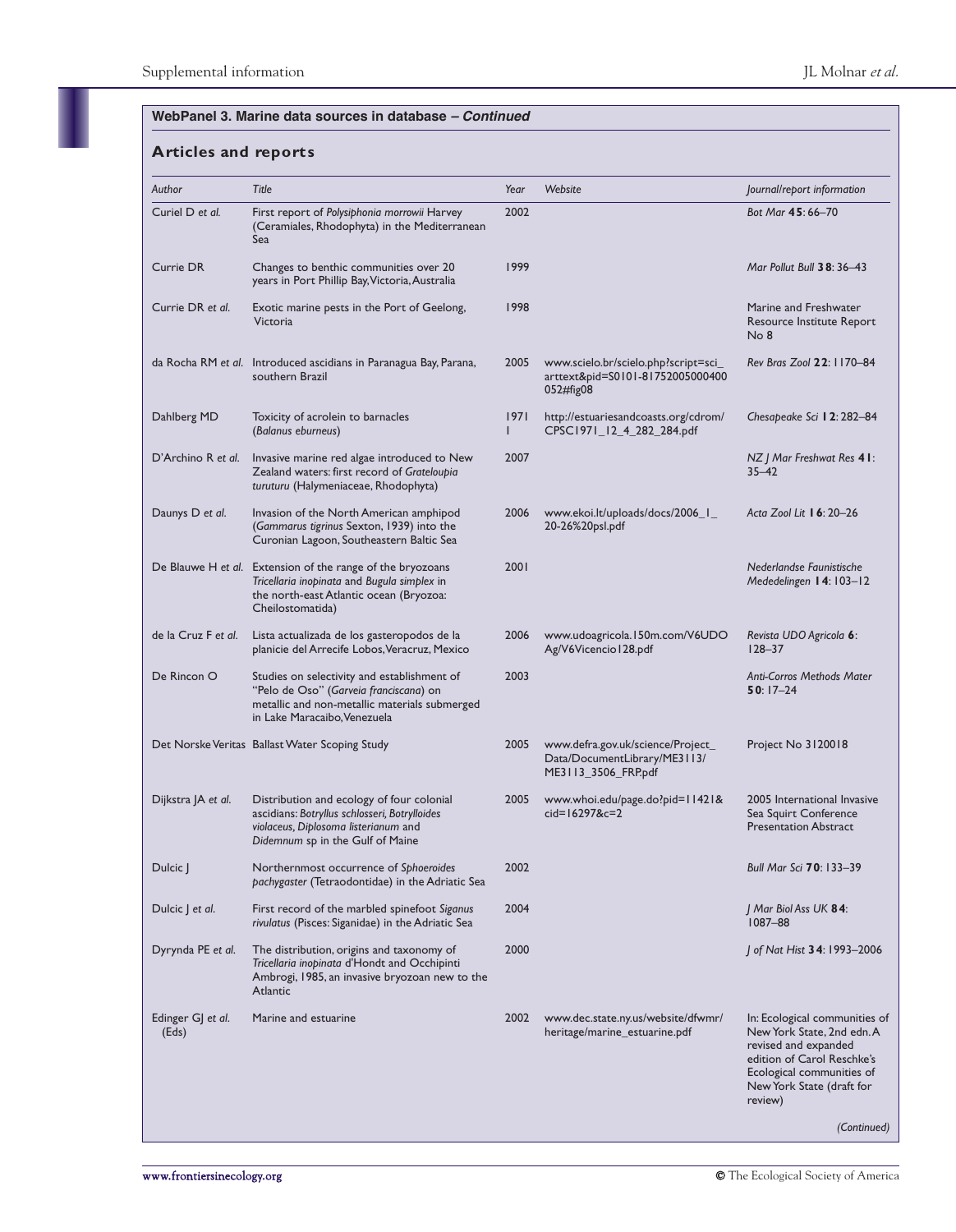### WebPanel 3. Marine data sources in database – *Continued*

## Articles and reports

| *Author* | *Title* | *Year* | *Website* | *Journal/report information* |
|---|---|---|---|---|
| Curiel D *et al.* | First report of *Polysiphonia morrowii* Harvey (Ceramiales, Rhodophyta) in the Mediterranean Sea | 2002 | | *Bot Mar* **45**: 66–70 |
| Currie DR | Changes to benthic communities over 20 years in Port Phillip Bay, Victoria, Australia | 1999 | | *Mar Pollut Bull* **38**: 36–43 |
| Currie DR *et al.* | Exotic marine pests in the Port of Geelong, Victoria | 1998 | | Marine and Freshwater Resource Institute Report No 8 |
| da Rocha RM *et al.* | Introduced ascidians in Paranagua Bay, Parana, southern Brazil | 2005 | www.scielo.br/scielo.php?script=sci_arttext&pid=S0101-81752005000400052#fig08 | *Rev Bras Zool* **22**: 1170–84 |
| Dahlberg MD | Toxicity of acrolein to barnacles (*Balanus eburneus*) | 1971 | http://estuariesandcoasts.org/cdrom/CPSC1971_12_4_282_284.pdf | *Chesapeake Sci* **12**: 282–84 |
| D'Archino R *et al.* | Invasive marine red algae introduced to New Zealand waters: first record of *Grateloupia turuturu* (Halymeniaceae, Rhodophyta) | 2007 | | *NZ J Mar Freshwat Res* **41**: 35–42 |
| Daunys D *et al.* | Invasion of the North American amphipod (*Gammarus tigrinus* Sexton, 1939) into the Curonian Lagoon, Southeastern Baltic Sea | 2006 | www.ekoi.lt/uploads/docs/2006_1_20-26%20psl.pdf | *Acta Zool Lit* **16**: 20–26 |
| De Blauwe H *et al.* | Extension of the range of the bryozoans *Tricellaria inopinata* and *Bugula simplex* in the north-east Atlantic ocean (Bryozoa: Cheilostomatida) | 2001 | | *Nederlandse Faunistische Mededelingen* **14**: 103–12 |
| de la Cruz F *et al.* | Lista actualizada de los gasteropodos de la planicie del Arrecife Lobos, Veracruz, Mexico | 2006 | www.udoagricola.150m.com/V6UDOAg/V6Vicencio128.pdf | *Revista UDO Agricola* **6**: 128–37 |
| De Rincon O | Studies on selectivity and establishment of "Pelo de Oso" (*Garveia franciscana*) on metallic and non-metallic materials submerged in Lake Maracaibo, Venezuela | 2003 | | *Anti-Corros Methods Mater* **50**: 17–24 |
| Det Norske Veritas | Ballast Water Scoping Study | 2005 | www.defra.gov.uk/science/Project_Data/DocumentLibrary/ME3113/ME3113_3506_FRP.pdf | Project No 3120018 |
| Dijkstra JA *et al.* | Distribution and ecology of four colonial ascidians: *Botryllus schlosseri, Botrylloides violaceus, Diplosoma listerianum* and *Didemnum* sp in the Gulf of Maine | 2005 | www.whoi.edu/page.do?pid=11421&cid=16297&c=2 | 2005 International Invasive Sea Squirt Conference Presentation Abstract |
| Dulcic J | Northernmost occurrence of *Sphoeroides pachygaster* (Tetraodontidae) in the Adriatic Sea | 2002 | | *Bull Mar Sci* **70**: 133–39 |
| Dulcic J *et al.* | First record of the marbled spinefoot *Siganus rivulatus* (Pisces: Siganidae) in the Adriatic Sea | 2004 | | *J Mar Biol Ass UK* **84**: 1087–88 |
| Dyrynda PE *et al.* | The distribution, origins and taxonomy of *Tricellaria inopinata* d'Hondt and Occhipinti Ambrogi, 1985, an invasive bryozoan new to the Atlantic | 2000 | | *J of Nat Hist* **34**: 1993–2006 |
| Edinger GJ *et al.* (Eds) | Marine and estuarine | 2002 | www.dec.state.ny.us/website/dfwmr/heritage/marine_estuarine.pdf | In: Ecological communities of New York State, 2nd edn. A revised and expanded edition of Carol Reschke's Ecological communities of New York State (draft for review) |

*(Continued)*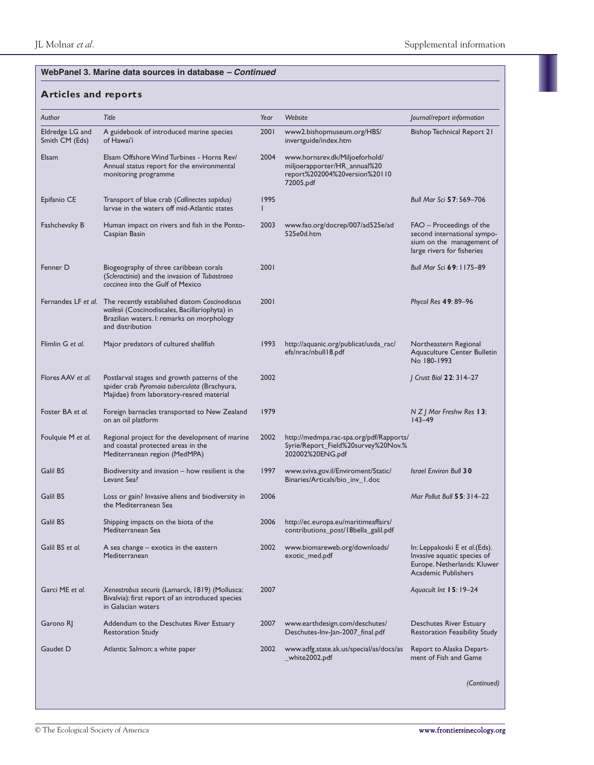**WebPanel 3. Marine data sources in database – *Continued***

## Articles and reports

| *Author* | *Title* | *Year* | *Website* | *Journal/report information* |
|---|---|---|---|---|
| Eldredge LG and Smith CM (Eds) | A guidebook of introduced marine species of Hawai'i | 2001 | www2.bishopmuseum.org/HBS/invertguide/index.htm | Bishop Technical Report 21 |
| Elsam | Elsam Offshore Wind Turbines - Horns Rev/ Annual status report for the environmental monitoring programme | 2004 | www.hornsrev.dk/Miljoeforhold/miljoerapporter/HR_annual%20report%202004%20version%20110 72005.pdf | |
| Epifanio CE | Transport of blue crab (*Callinectes sapidus*) larvae in the waters off mid-Atlantic states | 1995 I | | *Bull Mar Sci* **57**: 569–706 |
| Fashchevsky B | Human impact on rivers and fish in the Ponto-Caspian Basin | 2003 | www.fao.org/docrep/007/ad525e/ad525e0d.htm | FAO – Proceedings of the second international symposium on the management of large rivers for fisheries |
| Fenner D | Biogeography of three caribbean corals (*Scleractinia*) and the invasion of *Tubastraea coccinea* into the Gulf of Mexico | 2001 | | *Bull Mar Sci* **69**: 1175–89 |
| Fernandes LF *et al.* | The recently established diatom *Coscinodiscus wailesii* (Coscinodiscales, Bacillariophyta) in Brazilian waters. I: remarks on morphology and distribution | 2001 | | *Phycol Res* **49**: 89–96 |
| Flimlin G *et al.* | Major predators of cultured shellfish | 1993 | http://aquanic.org/publicat/usda_rac/efs/nrac/nbull18.pdf | Northeastern Regional Aquaculture Center Bulletin No 180-1993 |
| Flores AAV *et al.* | Postlarval stages and growth patterns of the spider crab *Pyromaia tuberculata* (Brachyura, Majidae) from laboratory-reared material | 2002 | | *J Crust Biol* **22**: 314–27 |
| Foster BA *et al.* | Foreign barnacles transported to New Zealand on an oil platform | 1979 | | *N Z J Mar Freshw Res* **13**: 143–49 |
| Foulquie M *et al.* | Regional project for the development of marine and coastal protected areas in the Mediterranean region (MedMPA) | 2002 | http://medmpa.rac-spa.org/pdf/Rapports/Syrie/Report_Field%20survey%20Nov.%202002%20ENG.pdf | |
| Galil BS | Biodiversity and invasion – how resilient is the Levant Sea? | 1997 | www.sviva.gov.il/Enviroment/Static/Binaries/Articals/bio_inv_1.doc | *Israel Environ Bull* **30** |
| Galil BS | Loss or gain? Invasive aliens and biodiversity in the Mediterranean Sea | 2006 | | *Mar Pollut Bull* **55**: 314–22 |
| Galil BS | Shipping impacts on the biota of the Mediterranean Sea | 2006 | http://ec.europa.eu/maritimeaffairs/contributions_post/18bella_galil.pdf | |
| Galil BS *et al.* | A sea change – exotics in the eastern Mediterranean | 2002 | www.biomareweb.org/downloads/exotic_med.pdf | In: Leppakoski E *et al.*(Eds). Invasive aquatic species of Europe. Netherlands: Kluwer Academic Publishers |
| Garci ME *et al.* | *Xenostrobus securis* (Lamarck, 1819) (Mollusca: Bivalvia): first report of an introduced species in Galacian waters | 2007 | | *Aquacult Int* **15**: 19–24 |
| Garono RJ | Addendum to the Deschutes River Estuary Restoration Study | 2007 | www.earthdesign.com/deschutes/Deschutes-Inv-Jan-2007_final.pdf | Deschutes River Estuary Restoration Feasibility Study |
| Gaudet D | Atlantic Salmon: a white paper | 2002 | www.adfg.state.ak.us/special/as/docs/as_white2002.pdf | Report to Alaska Department of Fish and Game |

*(Continued)*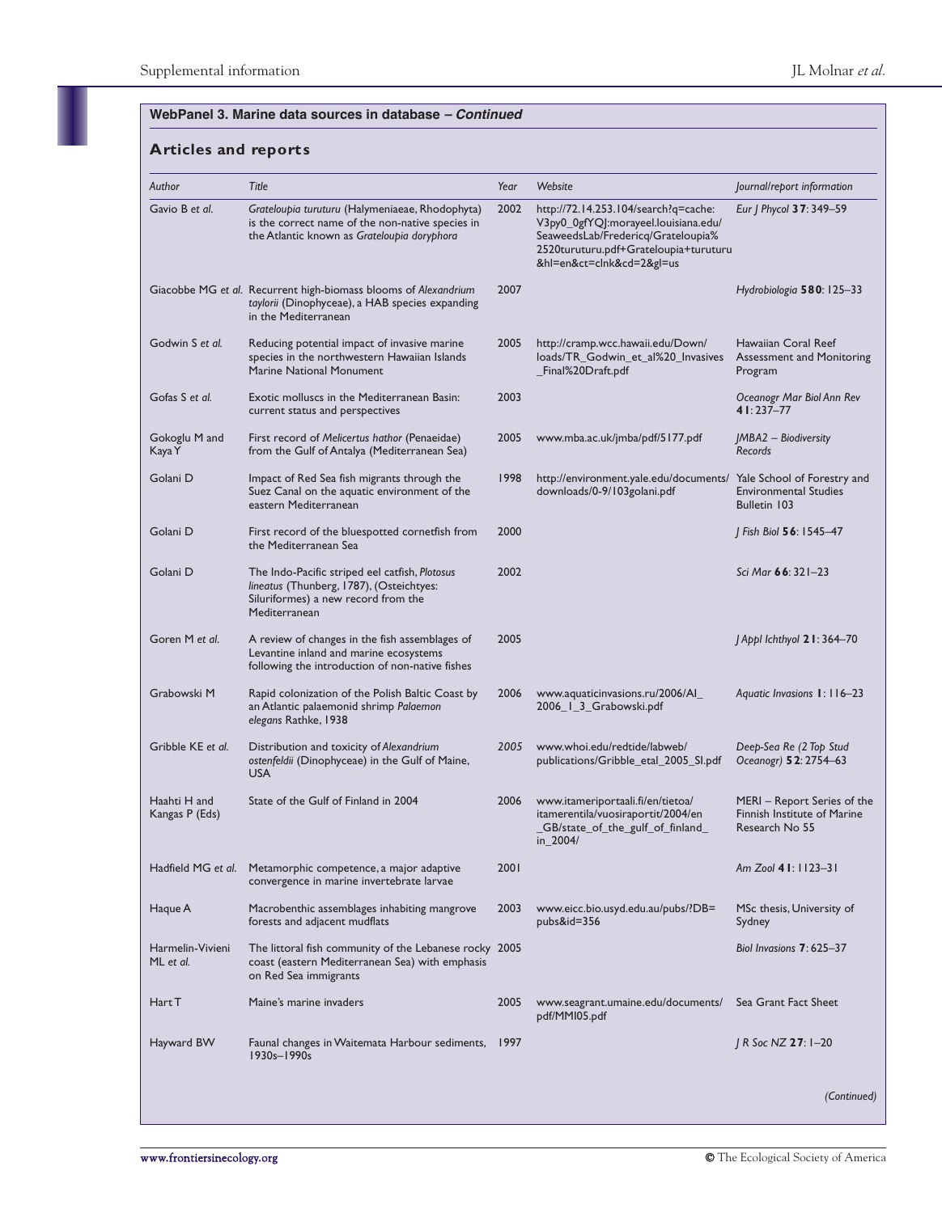**WebPanel 3. Marine data sources in database – *Continued***

## Articles and reports

| *Author* | *Title* | *Year* | *Website* | *Journal/report information* |
|---|---|---|---|---|
| Gavio B *et al.* | *Grateloupia turuturu* (Halymeniaeae, Rhodophyta) is the correct name of the non-native species in the Atlantic known as *Grateloupia doryphora* | 2002 | http://72.14.253.104/search?q=cache:V3py0_0gfYQJ:morayeel.louisiana.edu/SeaweedsLab/Fredericq/Grateloupia%2520turuturu.pdf+Grateloupia+turuturu&hl=en&ct=clnk&cd=2&gl=us | *Eur J Phycol* **37**: 349–59 |
| Giacobbe MG *et al.* | Recurrent high-biomass blooms of *Alexandrium taylorii* (Dinophyceae), a HAB species expanding in the Mediterranean | 2007 | | *Hydrobiologia* **580**: 125–33 |
| Godwin S *et al.* | Reducing potential impact of invasive marine species in the northwestern Hawaiian Islands Marine National Monument | 2005 | http://cramp.wcc.hawaii.edu/Downloads/TR_Godwin_et_al%20_Invasives_Final%20Draft.pdf | Hawaiian Coral Reef Assessment and Monitoring Program |
| Gofas S *et al.* | Exotic molluscs in the Mediterranean Basin: current status and perspectives | 2003 | | *Oceanogr Mar Biol Ann Rev* **41**: 237–77 |
| Gokoglu M and Kaya Y | First record of *Melicertus hathor* (Penaeidae) from the Gulf of Antalya (Mediterranean Sea) | 2005 | www.mba.ac.uk/jmba/pdf/5177.pdf | *JMBA2 – Biodiversity Records* |
| Golani D | Impact of Red Sea fish migrants through the Suez Canal on the aquatic environment of the eastern Mediterranean | 1998 | http://environment.yale.edu/documents/downloads/0-9/103golani.pdf | Yale School of Forestry and Environmental Studies Bulletin 103 |
| Golani D | First record of the bluespotted cornetfish from the Mediterranean Sea | 2000 | | *J Fish Biol* **56**: 1545–47 |
| Golani D | The Indo-Pacific striped eel catfish, *Plotosus lineatus* (Thunberg, 1787), (Osteichtyes: Siluriformes) a new record from the Mediterranean | 2002 | | *Sci Mar* **66**: 321–23 |
| Goren M *et al.* | A review of changes in the fish assemblages of Levantine inland and marine ecosystems following the introduction of non-native fishes | 2005 | | *J Appl Ichthyol* **21**: 364–70 |
| Grabowski M | Rapid colonization of the Polish Baltic Coast by an Atlantic palaemonid shrimp *Palaemon elegans* Rathke, 1938 | 2006 | www.aquaticinvasions.ru/2006/AI_2006_1_3_Grabowski.pdf | *Aquatic Invasions* **1**: 116–23 |
| Gribble KE *et al.* | Distribution and toxicity of *Alexandrium ostenfeldii* (Dinophyceae) in the Gulf of Maine, USA | *2005* | www.whoi.edu/redtide/labweb/publications/Gribble_etal_2005_SI.pdf | *Deep-Sea Re (2 Top Stud Oceanogr)* **52**: 2754–63 |
| Haahti H and Kangas P (Eds) | State of the Gulf of Finland in 2004 | 2006 | www.itameriportaali.fi/en/tietoa/itamerentila/vuosiraportit/2004/en_GB/state_of_the_gulf_of_finland_in_2004/ | MERI – Report Series of the Finnish Institute of Marine Research No 55 |
| Hadfield MG *et al.* | Metamorphic competence, a major adaptive convergence in marine invertebrate larvae | 2001 | | *Am Zool* **41**: 1123–31 |
| Haque A | Macrobenthic assemblages inhabiting mangrove forests and adjacent mudflats | 2003 | www.eicc.bio.usyd.edu.au/pubs/?DB=pubs&id=356 | MSc thesis, University of Sydney |
| Harmelin-Vivieni ML *et al.* | The littoral fish community of the Lebanese rocky coast (eastern Mediterranean Sea) with emphasis on Red Sea immigrants | 2005 | | *Biol Invasions* **7**: 625–37 |
| Hart T | Maine's marine invaders | 2005 | www.seagrant.umaine.edu/documents/pdf/MMI05.pdf | Sea Grant Fact Sheet |
| Hayward BW | Faunal changes in Waitemata Harbour sediments, 1930s–1990s | 1997 | | *J R Soc NZ* **27**: 1–20 |

*(Continued)*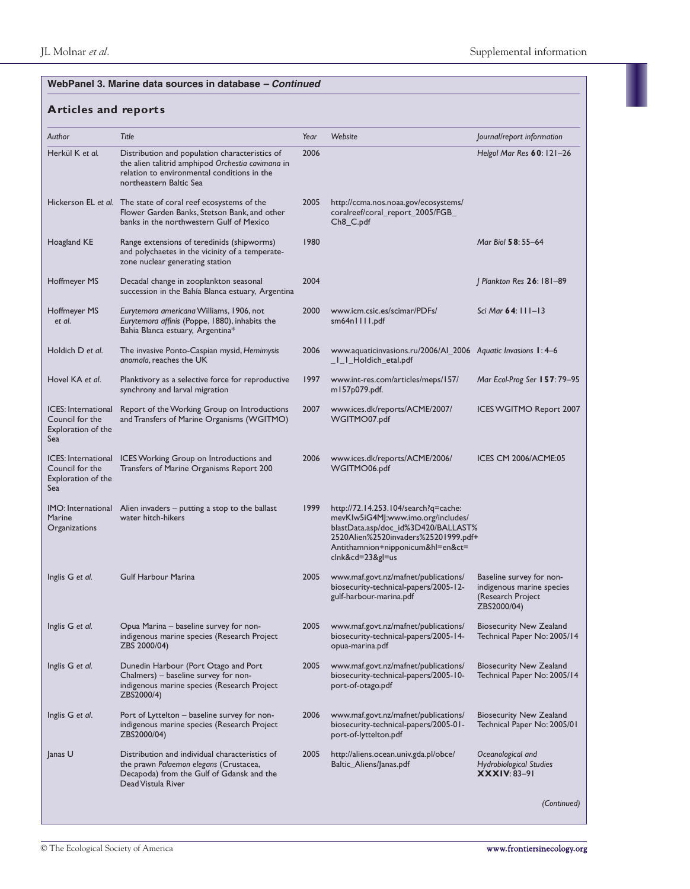**WebPanel 3. Marine data sources in database –** ***Continued***

## Articles and reports

| Author | Title | Year | Website | Journal/report information |
|---|---|---|---|---|
| Herkül K *et al.* | Distribution and population characteristics of the alien talitrid amphipod *Orchestia cavimana* in relation to environmental conditions in the northeastern Baltic Sea | 2006 | | *Helgol Mar Res* **60**: 121–26 |
| Hickerson EL *et al.* | The state of coral reef ecosystems of the Flower Garden Banks, Stetson Bank, and other banks in the northwestern Gulf of Mexico | 2005 | http://ccma.nos.noaa.gov/ecosystems/coralreef/coral_report_2005/FGB_Ch8_C.pdf | |
| Hoagland KE | Range extensions of teredinids (shipworms) and polychaetes in the vicinity of a temperate-zone nuclear generating station | 1980 | | *Mar Biol* **58**: 55–64 |
| Hoffmeyer MS | Decadal change in zooplankton seasonal succession in the Bahía Blanca estuary, Argentina | 2004 | | *J Plankton Res* **26**: 181–89 |
| Hoffmeyer MS *et al.* | *Eurytemora americana* Williams, 1906, not *Eurytemora affinis* (Poppe, 1880), inhabits the Bahia Blanca estuary, Argentina* | 2000 | www.icm.csic.es/scimar/PDFs/sm64n1111.pdf | *Sci Mar* **64**: 111–13 |
| Holdich D *et al.* | The invasive Ponto-Caspian mysid, *Hemimysis anomala*, reaches the UK | 2006 | www.aquaticinvasions.ru/2006/AI_2006_1_1_Holdich_etal.pdf | *Aquatic Invasions* **1**: 4–6 |
| Hovel KA *et al.* | Planktivory as a selective force for reproductive synchrony and larval migration | 1997 | www.int-res.com/articles/meps/157/m157p079.pdf. | *Mar Ecol-Prog Ser* **157**: 79–95 |
| ICES: International Council for the Exploration of the Sea | Report of the Working Group on Introductions and Transfers of Marine Organisms (WGITMO) | 2007 | www.ices.dk/reports/ACME/2007/WGITMO07.pdf | ICES WGITMO Report 2007 |
| ICES: International Council for the Exploration of the Sea | ICES Working Group on Introductions and Transfers of Marine Organisms Report 200 | 2006 | www.ices.dk/reports/ACME/2006/WGITMO06.pdf | ICES CM 2006/ACME:05 |
| IMO: International Marine Organizations | Alien invaders – putting a stop to the ballast water hitch-hikers | 1999 | http://72.14.253.104/search?q=cache:mevKIw5iG4MJ:www.imo.org/includes/blastData.asp/doc_id%3D420/BALLAST%2520Alien%2520invaders%25201999.pdf+Antithamnion+nipponicum&hl=en&ct=clnk&cd=23&gl=us | |
| Inglis G *et al.* | Gulf Harbour Marina | 2005 | www.maf.govt.nz/mafnet/publications/biosecurity-technical-papers/2005-12-gulf-harbour-marina.pdf | Baseline survey for non-indigenous marine species (Research Project ZBS2000/04) |
| Inglis G *et al.* | Opua Marina – baseline survey for non-indigenous marine species (Research Project ZBS 2000/04) | 2005 | www.maf.govt.nz/mafnet/publications/biosecurity-technical-papers/2005-14-opua-marina.pdf | Biosecurity New Zealand Technical Paper No: 2005/14 |
| Inglis G *et al.* | Dunedin Harbour (Port Otago and Port Chalmers) – baseline survey for non-indigenous marine species (Research Project ZBS2000/4) | 2005 | www.maf.govt.nz/mafnet/publications/biosecurity-technical-papers/2005-10-port-of-otago.pdf | Biosecurity New Zealand Technical Paper No: 2005/14 |
| Inglis G *et al.* | Port of Lyttelton – baseline survey for non-indigenous marine species (Research Project ZBS2000/04) | 2006 | www.maf.govt.nz/mafnet/publications/biosecurity-technical-papers/2005-01-port-of-lyttelton.pdf | Biosecurity New Zealand Technical Paper No: 2005/01 |
| Janas U | Distribution and individual characteristics of the prawn *Palaemon elegans* (Crustacea, Decapoda) from the Gulf of Gdansk and the Dead Vistula River | 2005 | http://aliens.ocean.univ.gda.pl/obce/Baltic_Aliens/Janas.pdf | *Oceanological and Hydrobiological Studies* **XXXIV**: 83–91 |

*(Continued)*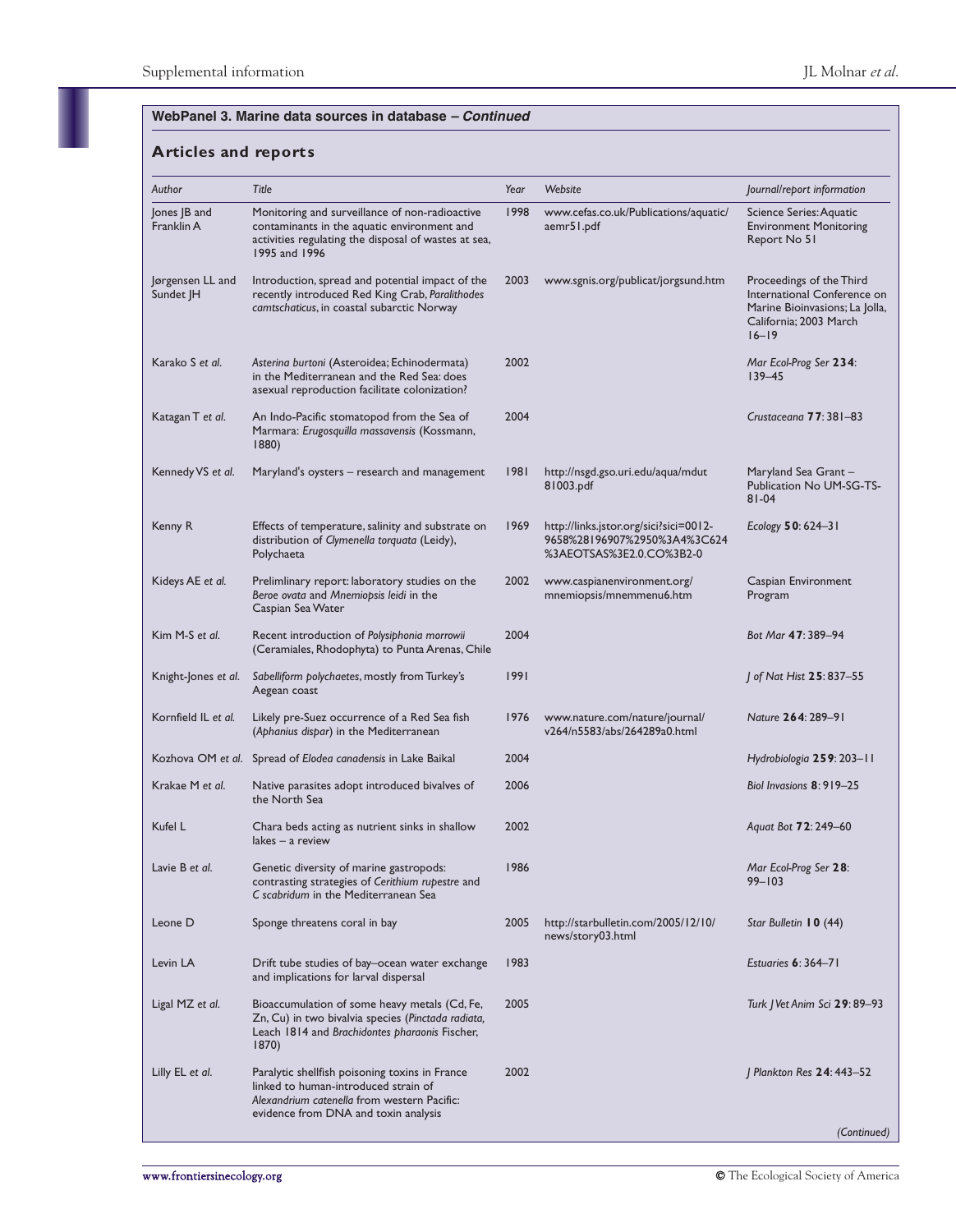## WebPanel 3. Marine data sources in database – *Continued*

### Articles and reports

| Author | Title | Year | Website | Journal/report information |
|---|---|---|---|---|
| Jones JB and Franklin A | Monitoring and surveillance of non-radioactive contaminants in the aquatic environment and activities regulating the disposal of wastes at sea, 1995 and 1996 | 1998 | www.cefas.co.uk/Publications/aquatic/aemr51.pdf | Science Series: Aquatic Environment Monitoring Report No 51 |
| Jørgensen LL and Sundet JH | Introduction, spread and potential impact of the recently introduced Red King Crab, *Paralithodes camtschaticus*, in coastal subarctic Norway | 2003 | www.sgnis.org/publicat/jorgsund.htm | Proceedings of the Third International Conference on Marine Bioinvasions; La Jolla, California; 2003 March 16–19 |
| Karako S *et al.* | *Asterina burtoni* (Asteroidea; Echinodermata) in the Mediterranean and the Red Sea: does asexual reproduction facilitate colonization? | 2002 | | *Mar Ecol-Prog Ser* **234**: 139–45 |
| Katagan T *et al.* | An Indo-Pacific stomatopod from the Sea of Marmara: *Erugosquilla massavensis* (Kossmann, 1880) | 2004 | | *Crustaceana* **77**: 381–83 |
| Kennedy VS *et al.* | Maryland's oysters – research and management | 1981 | http://nsgd.gso.uri.edu/aqua/mdut81003.pdf | Maryland Sea Grant – Publication No UM-SG-TS-81-04 |
| Kenny R | Effects of temperature, salinity and substrate on distribution of *Clymenella torquata* (Leidy), Polychaeta | 1969 | http://links.jstor.org/sici?sici=0012-9658%28196907%2950%3A4%3C624%3AEOTSAS%3E2.0.CO%3B2-0 | *Ecology* **50**: 624–31 |
| Kideys AE *et al.* | Prelimlinary report: laboratory studies on the *Beroe ovata* and *Mnemiopsis leidi* in the Caspian Sea Water | 2002 | www.caspianenvironment.org/mnemiopsis/mnemmenu6.htm | Caspian Environment Program |
| Kim M-S *et al.* | Recent introduction of *Polysiphonia morrowii* (Ceramiales, Rhodophyta) to Punta Arenas, Chile | 2004 | | *Bot Mar* **47**: 389–94 |
| Knight-Jones *et al.* | *Sabelliform polychaetes*, mostly from Turkey's Aegean coast | 1991 | | *J of Nat Hist* **25**: 837–55 |
| Kornfield IL *et al.* | Likely pre-Suez occurrence of a Red Sea fish (*Aphanius dispar*) in the Mediterranean | 1976 | www.nature.com/nature/journal/v264/n5583/abs/264289a0.html | *Nature* **264**: 289–91 |
| Kozhova OM *et al.* | Spread of *Elodea canadensis* in Lake Baikal | 2004 | | *Hydrobiologia* **259**: 203–11 |
| Krakae M *et al.* | Native parasites adopt introduced bivalves of the North Sea | 2006 | | *Biol Invasions* **8**: 919–25 |
| Kufel L | Chara beds acting as nutrient sinks in shallow lakes – a review | 2002 | | *Aquat Bot* **72**: 249–60 |
| Lavie B *et al.* | Genetic diversity of marine gastropods: contrasting strategies of *Cerithium rupestre* and *C scabridum* in the Mediterranean Sea | 1986 | | *Mar Ecol-Prog Ser* **28**: 99–103 |
| Leone D | Sponge threatens coral in bay | 2005 | http://starbulletin.com/2005/12/10/news/story03.html | *Star Bulletin* **10** (44) |
| Levin LA | Drift tube studies of bay–ocean water exchange and implications for larval dispersal | 1983 | | *Estuaries* **6**: 364–71 |
| Ligal MZ *et al.* | Bioaccumulation of some heavy metals (Cd, Fe, Zn, Cu) in two bivalvia species (*Pinctada radiata*, Leach 1814 and *Brachidontes pharaonis* Fischer, 1870) | 2005 | | *Turk J Vet Anim Sci* **29**: 89–93 |
| Lilly EL *et al.* | Paralytic shellfish poisoning toxins in France linked to human-introduced strain of *Alexandrium catenella* from western Pacific: evidence from DNA and toxin analysis | 2002 | | *J Plankton Res* **24**: 443–52 |

*(Continued)*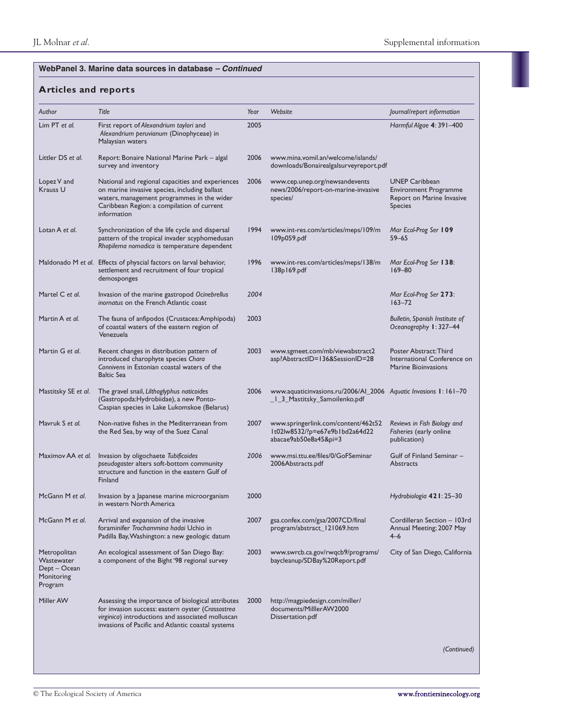**WebPanel 3. Marine data sources in database – *Continued***

## Articles and reports

| *Author* | *Title* | *Year* | *Website* | *Journal/report information* |
|---|---|---|---|---|
| Lim PT *et al.* | First report of *Alexandrium taylori* and *Alexandrium peruvianum* (Dinophyceae) in Malaysian waters | 2005 | | *Harmful Algae* **4**: 391–400 |
| Littler DS *et al.* | Report: Bonaire National Marine Park – algal survey and inventory | 2006 | www.mina.vomil.an/welcome/islands/downloads/Bonairealgalsurveyreport.pdf | |
| Lopez V and Krauss U | National and regional capacities and experiences on marine invasive species, including ballast waters, management programmes in the wider Caribbean Region: a compilation of current information | 2006 | www.cep.unep.org/newsandevents news/2006/report-on-marine-invasive species/ | UNEP Caribbean Environment Programme Report on Marine Invasive Species |
| Lotan A *et al.* | Synchronization of the life cycle and dispersal pattern of the tropical invader scyphomedusan *Rhopilema nomadica* is temperature dependent | 1994 | www.int-res.com/articles/meps/109/m109p059.pdf | *Mar Ecol-Prog Ser* **109** 59–65 |
| Maldonado M *et al.* | Effects of physcial factors on larval behavior, settlement and recruitment of four tropical demosponges | 1996 | www.int-res.com/articles/meps/138/m138p169.pdf | *Mar Ecol-Prog Ser* **138**: 169–80 |
| Martel C *et al.* | Invasion of the marine gastropod *Ocinebrellus inornatus* on the French Atlantic coast | *2004* | | *Mar Ecol-Prog Ser* **273**: 163–72 |
| Martin A *et al.* | The fauna of anfipodos (Crustacea: Amphipoda) of coastal waters of the eastern region of Venezuela | 2003 | | *Bulletin, Spanish Institute of Oceanography* **1**: 327–44 |
| Martin G *et al.* | Recent changes in distribution pattern of introduced charophyte species *Chara Connivens* in Estonian coastal waters of the Baltic Sea | 2003 | www.sgmeet.com/mb/viewabstract2 asp?AbstractID=136&SessionID=28 | Poster Abstract: Third International Conference on Marine Bioinvasions |
| Mastitsky SE *et al.* | The gravel snail, *Lilthoglyphus naticoides* (Gastropoda: Hydrobiidae), a new Ponto-Caspian species in Lake Lukomskoe (Belarus) | 2006 | www.aquaticinvasions.ru/2006/AI_2006_1_3_Mastitsky_Samoilenko.pdf | *Aquatic Invasions* **1**: 161–70 |
| Mavruk S *et al.* | Non-native fishes in the Mediterranean from the Red Sea, by way of the Suez Canal | 2007 | www.springerlink.com/content/462t521t02lw8532/?p=e67e9b1bd2a64d22abacae9ab50e8a45&pi=3 | *Reviews in Fish Biology and Fisheries* (early online publication) |
| Maximov AA *et al.* | Invasion by oligochaete *Tubificoides pseudogaster* alters soft-bottom community structure and function in the eastern Gulf of Finland | *2006* | www.msi.ttu.ee/files/0/GoFSeminar 2006Abstracts.pdf | Gulf of Finland Seminar – Abstracts |
| McGann M *et al.* | Invasion by a Japanese marine microorganism in western North America | 2000 | | *Hydrobiologia* **421**: 25–30 |
| McGann M *et al.* | Arrival and expansion of the invasive foraminifer *Trochammina hadai* Uchio in Padilla Bay, Washington: a new geologic datum | 2007 | gsa.confex.com/gsa/2007CD/final program/abstract_121069.htm | Cordilleran Section – 103rd Annual Meeting; 2007 May 4–6 |
| Metropolitan Wastewater Dept – Ocean Monitoring Program | An ecological assessment of San Diego Bay: a component of the Bight '98 regional survey | 2003 | www.swrcb.ca.gov/rwqcb9/programs/baycleanup/SDBay%20Report.pdf | City of San Diego, California |
| Miller AW | Assessing the importance of biological attributes for invasion success: eastern oyster (*Crassostrea virginica*) introductions and associated molluscan invasions of Pacific and Atlantic coastal systems | 2000 | http://magpiedesign.com/miller/documents/MilllerAW2000 Dissertation.pdf | |

*(Continued)*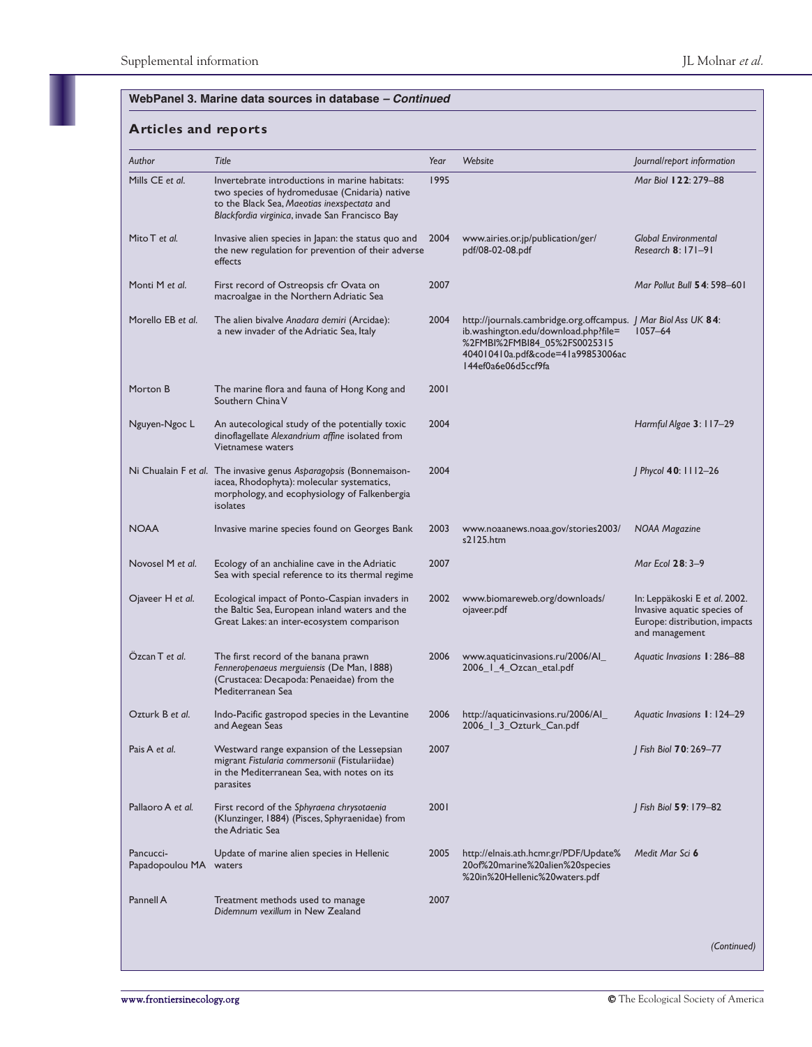**WebPanel 3. Marine data sources in database – *Continued***

## Articles and reports

| *Author* | *Title* | *Year* | *Website* | *Journal/report information* |
|---|---|---|---|---|
| Mills CE *et al.* | Invertebrate introductions in marine habitats: two species of hydromedusae (Cnidaria) native to the Black Sea, *Maeotias inexspectata* and *Blackfordia virginica*, invade San Francisco Bay | 1995 | | *Mar Biol* **122**: 279–88 |
| Mito T *et al.* | Invasive alien species in Japan: the status quo and the new regulation for prevention of their adverse effects | 2004 | www.airies.or.jp/publication/ger/pdf/08-02-08.pdf | *Global Environmental Research* **8**: 171–91 |
| Monti M *et al.* | First record of Ostreopsis cfr Ovata on macroalgae in the Northern Adriatic Sea | 2007 | | *Mar Pollut Bull* **54**: 598–601 |
| Morello EB *et al.* | The alien bivalve *Anadara demiri* (Arcidae): a new invader of the Adriatic Sea, Italy | 2004 | http://journals.cambridge.org.offcampus.lib.washington.edu/download.php?file=%2FMBI%2FMBI84_05%2FS0025315404010410a.pdf&code=41a99853006ac144ef0a6e06d5ccf9fa | *J Mar Biol Ass UK* **84**: 1057–64 |
| Morton B | The marine flora and fauna of Hong Kong and Southern China V | 2001 | | |
| Nguyen-Ngoc L | An autecological study of the potentially toxic dinoflagellate *Alexandrium affine* isolated from Vietnamese waters | 2004 | | *Harmful Algae* **3**: 117–29 |
| Ni Chualain F *et al.* | The invasive genus *Asparagopsis* (Bonnemaisoniacea, Rhodophyta): molecular systematics, morphology, and ecophysiology of Falkenbergia isolates | 2004 | | *J Phycol* **40**: 1112–26 |
| NOAA | Invasive marine species found on Georges Bank | 2003 | www.noaanews.noaa.gov/stories2003/s2125.htm | *NOAA Magazine* |
| Novosel M *et al.* | Ecology of an anchialine cave in the Adriatic Sea with special reference to its thermal regime | 2007 | | *Mar Ecol* **28**: 3–9 |
| Ojaveer H *et al.* | Ecological impact of Ponto-Caspian invaders in the Baltic Sea, European inland waters and the Great Lakes: an inter-ecosystem comparison | 2002 | www.biomareweb.org/downloads/ojaveer.pdf | In: Leppäkoski E *et al.* 2002. Invasive aquatic species of Europe: distribution, impacts and management |
| Özcan T *et al.* | The first record of the banana prawn *Fenneropenaeus merguiensis* (De Man, 1888) (Crustacea: Decapoda: Penaeidae) from the Mediterranean Sea | 2006 | www.aquaticinvasions.ru/2006/AI_2006_1_4_Ozcan_etal.pdf | *Aquatic Invasions* **1**: 286–88 |
| Ozturk B *et al.* | Indo-Pacific gastropod species in the Levantine and Aegean Seas | 2006 | http://aquaticinvasions.ru/2006/AI_2006_1_3_Ozturk_Can.pdf | *Aquatic Invasions* **1**: 124–29 |
| Pais A *et al.* | Westward range expansion of the Lessepsian migrant *Fistularia commersonii* (Fistulariidae) in the Mediterranean Sea, with notes on its parasites | 2007 | | *J Fish Biol* **70**: 269–77 |
| Pallaoro A *et al.* | First record of the *Sphyraena chrysotaenia* (Klunzinger, 1884) (Pisces, Sphyraenidae) from the Adriatic Sea | 2001 | | *J Fish Biol* **59**: 179–82 |
| Pancucci-Papadopoulou MA | Update of marine alien species in Hellenic waters | 2005 | http://elnais.ath.hcmr.gr/PDF/Update%20of%20marine%20alien%20species%20in%20Hellenic%20waters.pdf | *Medit Mar Sci* **6** |
| Pannell A | Treatment methods used to manage *Didemnum vexillum* in New Zealand | 2007 | | |

*(Continued)*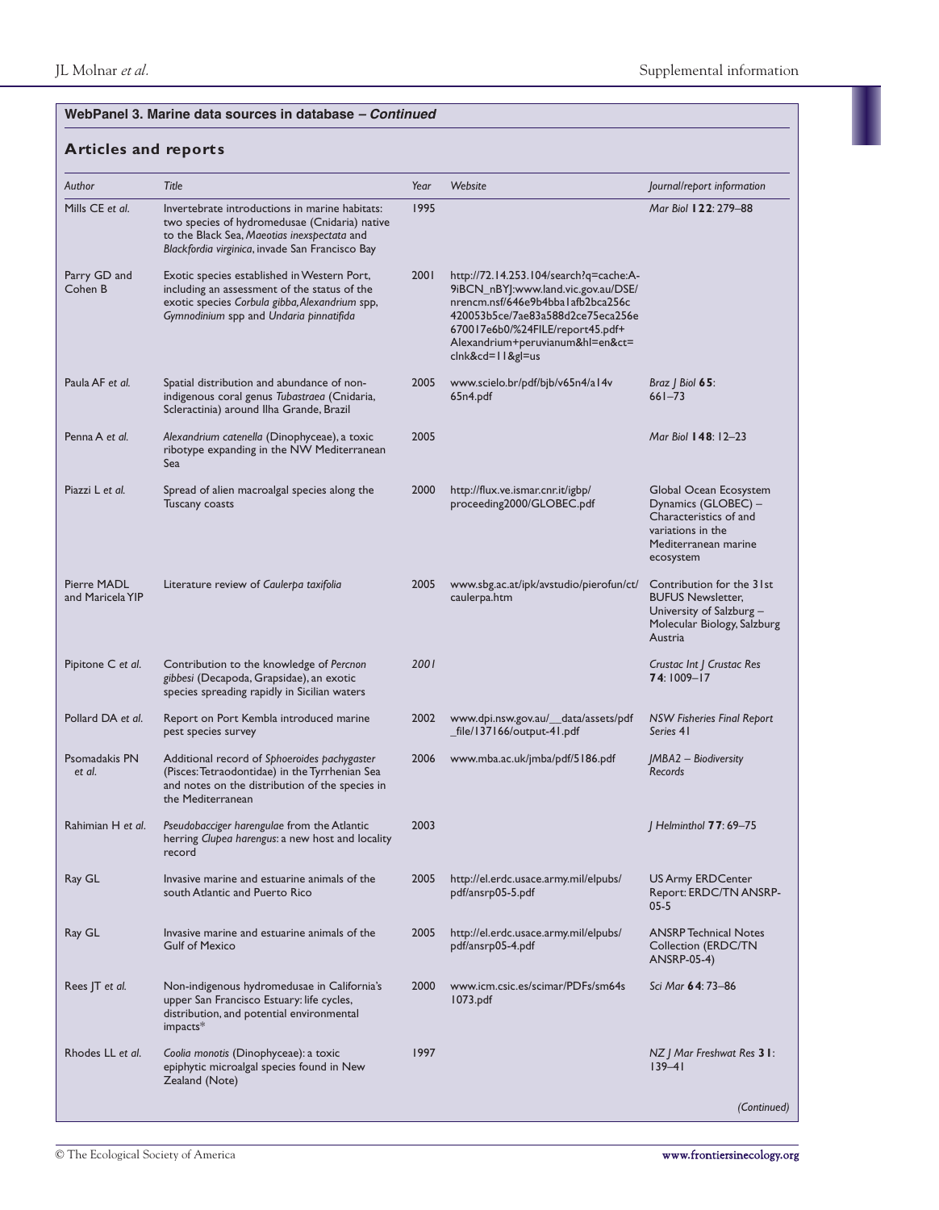**WebPanel 3. Marine data sources in database – *Continued***

## Articles and reports

| *Author* | *Title* | *Year* | *Website* | *Journal/report information* |
|---|---|---|---|---|
| Mills CE *et al.* | Invertebrate introductions in marine habitats: two species of hydromedusae (Cnidaria) native to the Black Sea, *Maeotias inexspectata* and *Blackfordia virginica*, invade San Francisco Bay | 1995 | | *Mar Biol* **122**: 279–88 |
| Parry GD and Cohen B | Exotic species established in Western Port, including an assessment of the status of the exotic species *Corbula gibba, Alexandrium* spp, *Gymnodinium* spp and *Undaria pinnatifida* | 2001 | http://72.14.253.104/search?q=cache:A-9iBCN_nBYJ:www.land.vic.gov.au/DSE/nrencm.nsf/646e9b4bba1afb2bca256c420053b5ce/7ae83a588d2ce75eca256e670017e6b0/%24FILE/report45.pdf+Alexandrium+peruvianum&hl=en&ct=clnk&cd=11&gl=us | |
| Paula AF *et al.* | Spatial distribution and abundance of non-indigenous coral genus *Tubastraea* (Cnidaria, Scleractinia) around Ilha Grande, Brazil | 2005 | www.scielo.br/pdf/bjb/v65n4/a14v65n4.pdf | *Braz J Biol* **65**: 661–73 |
| Penna A *et al.* | *Alexandrium catenella* (Dinophyceae), a toxic ribotype expanding in the NW Mediterranean Sea | 2005 | | *Mar Biol* **148**: 12–23 |
| Piazzi L *et al.* | Spread of alien macroalgal species along the Tuscany coasts | 2000 | http://flux.ve.ismar.cnr.it/igbp/proceeding2000/GLOBEC.pdf | Global Ocean Ecosystem Dynamics (GLOBEC) – Characteristics of and variations in the Mediterranean marine ecosystem |
| Pierre MADL and Maricela YIP | Literature review of *Caulerpa taxifolia* | 2005 | www.sbg.ac.at/ipk/avstudio/pierofun/ct/caulerpa.htm | Contribution for the 31st BUFUS Newsletter, University of Salzburg – Molecular Biology, Salzburg Austria |
| Pipitone C *et al.* | Contribution to the knowledge of *Percnon gibbesi* (Decapoda, Grapsidae), an exotic species spreading rapidly in Sicilian waters | *2001* | | *Crustac Int J Crustac Res* **74**: 1009–17 |
| Pollard DA *et al.* | Report on Port Kembla introduced marine pest species survey | 2002 | www.dpi.nsw.gov.au/__data/assets/pdf_file/137166/output-41.pdf | *NSW Fisheries Final Report Series* 41 |
| Psomadakis PN *et al.* | Additional record of *Sphoeroides pachygaster* (Pisces: Tetraodontidae) in the Tyrrhenian Sea and notes on the distribution of the species in the Mediterranean | 2006 | www.mba.ac.uk/jmba/pdf/5186.pdf | *JMBA2 – Biodiversity Records* |
| Rahimian H *et al.* | *Pseudobacciger harengulae* from the Atlantic herring *Clupea harengus*: a new host and locality record | 2003 | | *J Helminthol* **77**: 69–75 |
| Ray GL | Invasive marine and estuarine animals of the south Atlantic and Puerto Rico | 2005 | http://el.erdc.usace.army.mil/elpubs/pdf/ansrp05-5.pdf | US Army ERDCenter Report: ERDC/TN ANSRP-05-5 |
| Ray GL | Invasive marine and estuarine animals of the Gulf of Mexico | 2005 | http://el.erdc.usace.army.mil/elpubs/pdf/ansrp05-4.pdf | ANSRP Technical Notes Collection (ERDC/TN ANSRP-05-4) |
| Rees JT *et al.* | Non-indigenous hydromedusae in California's upper San Francisco Estuary: life cycles, distribution, and potential environmental impacts* | 2000 | www.icm.csic.es/scimar/PDFs/sm64s1073.pdf | *Sci Mar* **64**: 73–86 |
| Rhodes LL *et al.* | *Coolia monotis* (Dinophyceae): a toxic epiphytic microalgal species found in New Zealand (Note) | 1997 | | *NZ J Mar Freshwat Res* **31**: 139–41 |

*(Continued)*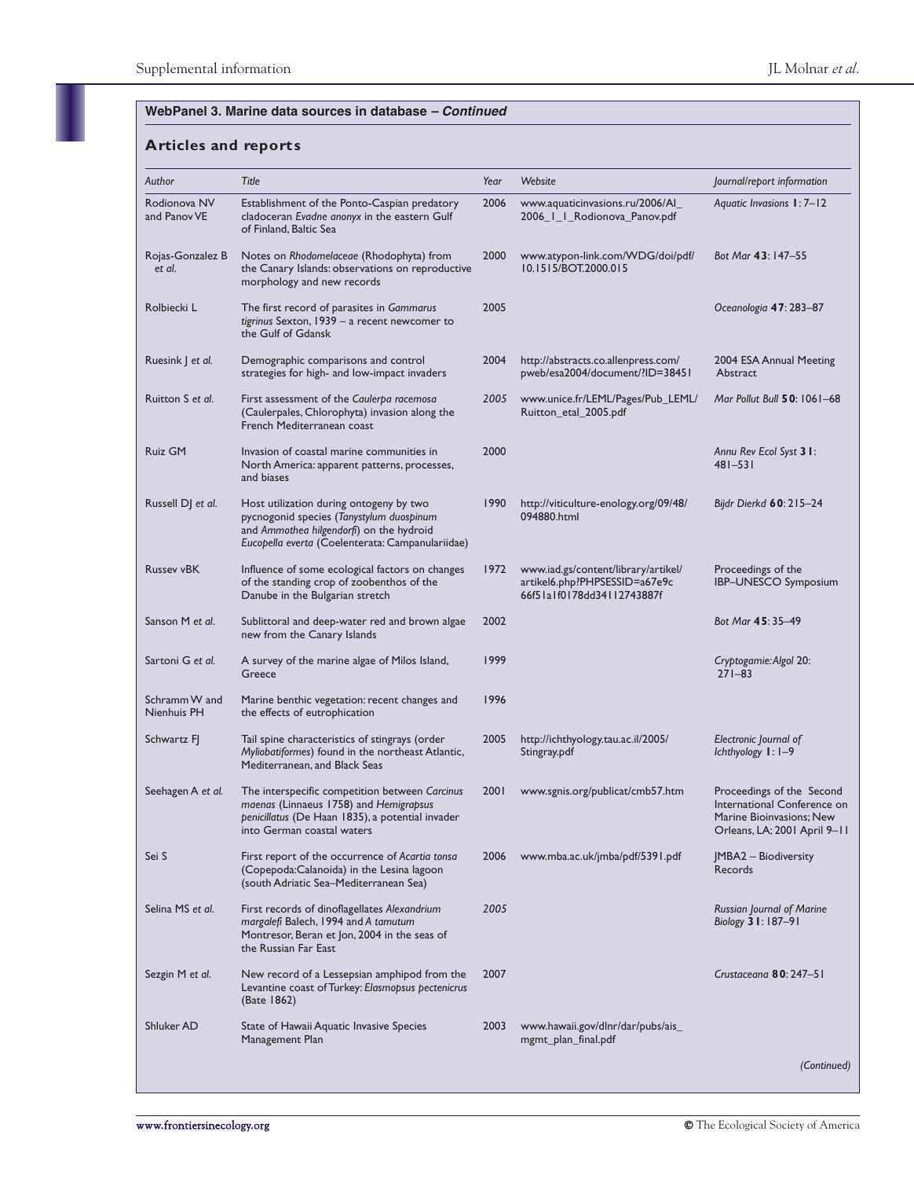**WebPanel 3. Marine data sources in database – *Continued***

## Articles and reports

| *Author* | *Title* | *Year* | *Website* | *Journal/report information* |
|---|---|---|---|---|
| Rodionova NV and Panov VE | Establishment of the Ponto-Caspian predatory cladoceran *Evadne anonyx* in the eastern Gulf of Finland, Baltic Sea | 2006 | www.aquaticinvasions.ru/2006/AI_2006_1_1_Rodionova_Panov.pdf | *Aquatic Invasions* **1**: 7–12 |
| Rojas-Gonzalez B *et al.* | Notes on *Rhodomelaceae* (Rhodophyta) from the Canary Islands: observations on reproductive morphology and new records | 2000 | www.atypon-link.com/WDG/doi/pdf/10.1515/BOT.2000.015 | *Bot Mar* **43**: 147–55 |
| Rolbiecki L | The first record of parasites in *Gammarus tigrinus* Sexton, 1939 – a recent newcomer to the Gulf of Gdansk | 2005 | | *Oceanologia* **47**: 283–87 |
| Ruesink J *et al.* | Demographic comparisons and control strategies for high- and low-impact invaders | 2004 | http://abstracts.co.allenpress.com/pweb/esa2004/document/?ID=38451 | 2004 ESA Annual Meeting Abstract |
| Ruitton S *et al.* | First assessment of the *Caulerpa racemosa* (Caulerpales, Chlorophyta) invasion along the French Mediterranean coast | *2005* | www.unice.fr/LEML/Pages/Pub_LEML/Ruitton_etal_2005.pdf | *Mar Pollut Bull* **50**: 1061–68 |
| Ruiz GM | Invasion of coastal marine communities in North America: apparent patterns, processes, and biases | 2000 | | *Annu Rev Ecol Syst* **31**: 481–531 |
| Russell DJ *et al.* | Host utilization during ontogeny by two pycnogonid species (*Tanystylum duospinum* and *Ammothea hilgendorfi*) on the hydroid *Eucopella everta* (Coelenterata: Campanulariidae) | 1990 | http://viticulture-enology.org/09/48/094880.html | *Bijdr Dierkd* **60**: 215–24 |
| Russev vBK | Influence of some ecological factors on changes of the standing crop of zoobenthos of the Danube in the Bulgarian stretch | 1972 | www.iad.gs/content/library/artikel/artikel6.php?PHPSESSID=a67e9c66f51a1f0178dd34112743887f | Proceedings of the IBP–UNESCO Symposium |
| Sanson M *et al.* | Sublittoral and deep-water red and brown algae new from the Canary Islands | 2002 | | *Bot Mar* **45**: 35–49 |
| Sartoni G *et al.* | A survey of the marine algae of Milos Island, Greece | 1999 | | *Cryptogamie: Algol* 20: 271–83 |
| Schramm W and Nienhuis PH | Marine benthic vegetation: recent changes and the effects of eutrophication | 1996 | | |
| Schwartz FJ | Tail spine characteristics of stingrays (order *Myliobatiformes*) found in the northeast Atlantic, Mediterranean, and Black Seas | 2005 | http://ichthyology.tau.ac.il/2005/Stingray.pdf | *Electronic Journal of Ichthyology* **1**: 1–9 |
| Seehagen A *et al.* | The interspecific competition between *Carcinus maenas* (Linnaeus 1758) and *Hemigrapsus penicillatus* (De Haan 1835), a potential invader into German coastal waters | 2001 | www.sgnis.org/publicat/cmb57.htm | Proceedings of the Second International Conference on Marine Bioinvasions; New Orleans, LA; 2001 April 9–11 |
| Sei S | First report of the occurrence of *Acartia tonsa* (Copepoda:Calanoida) in the Lesina lagoon (south Adriatic Sea–Mediterranean Sea) | 2006 | www.mba.ac.uk/jmba/pdf/5391.pdf | JMBA2 – Biodiversity Records |
| Selina MS *et al.* | First records of dinoflagellates *Alexandrium margalefi* Balech, 1994 and *A tamutum* Montresor, Beran et Jon, 2004 in the seas of the Russian Far East | *2005* | | *Russian Journal of Marine Biology* **31**: 187–91 |
| Sezgin M *et al.* | New record of a Lessepsian amphipod from the Levantine coast of Turkey: *Elasmopsus pectenicrus* (Bate 1862) | 2007 | | *Crustaceana* **80**: 247–51 |
| Shluker AD | State of Hawaii Aquatic Invasive Species Management Plan | 2003 | www.hawaii.gov/dlnr/dar/pubs/ais_mgmt_plan_final.pdf | |

*(Continued)*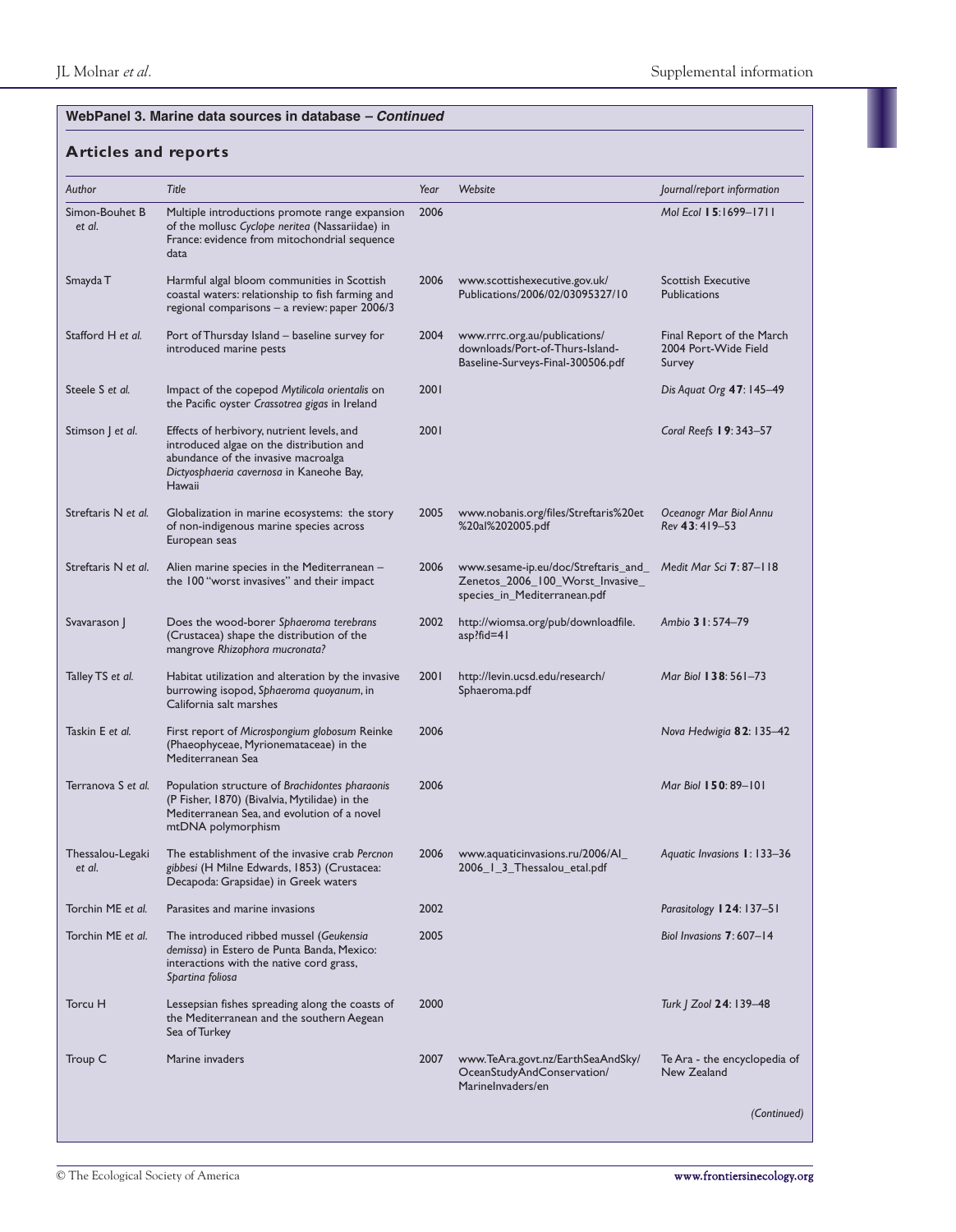**WebPanel 3. Marine data sources in database – *Continued***

## Articles and reports

| *Author* | *Title* | *Year* | *Website* | *Journal/report information* |
| --- | --- | --- | --- | --- |
| Simon-Bouhet B *et al.* | Multiple introductions promote range expansion of the mollusc *Cyclope neritea* (Nassariidae) in France: evidence from mitochondrial sequence data | 2006 | | *Mol Ecol* **15**:1699–1711 |
| Smayda T | Harmful algal bloom communities in Scottish coastal waters: relationship to fish farming and regional comparisons – a review: paper 2006/3 | 2006 | www.scottishexecutive.gov.uk/Publications/2006/02/03095327/10 | Scottish Executive Publications |
| Stafford H *et al.* | Port of Thursday Island – baseline survey for introduced marine pests | 2004 | www.rrrc.org.au/publications/downloads/Port-of-Thurs-Island-Baseline-Surveys-Final-300506.pdf | Final Report of the March 2004 Port-Wide Field Survey |
| Steele S *et al.* | Impact of the copepod *Mytilicola orientalis* on the Pacific oyster *Crassotrea gigas* in Ireland | 2001 | | *Dis Aquat Org* **47**: 145–49 |
| Stimson J *et al.* | Effects of herbivory, nutrient levels, and introduced algae on the distribution and abundance of the invasive macroalga *Dictyosphaeria cavernosa* in Kaneohe Bay, Hawaii | 2001 | | *Coral Reefs* **19**: 343–57 |
| Streftaris N *et al.* | Globalization in marine ecosystems: the story of non-indigenous marine species across European seas | 2005 | www.nobanis.org/files/Streftaris%20et%20al%202005.pdf | *Oceanogr Mar Biol Annu Rev* **43**: 419–53 |
| Streftaris N *et al.* | Alien marine species in the Mediterranean – the 100 "worst invasives" and their impact | 2006 | www.sesame-ip.eu/doc/Streftaris_and_Zenetos_2006_100_Worst_Invasive_species_in_Mediterranean.pdf | *Medit Mar Sci* **7**: 87–118 |
| Svavarason J | Does the wood-borer *Sphaeroma terebrans* (Crustacea) shape the distribution of the mangrove *Rhizophora mucronata?* | 2002 | http://wiomsa.org/pub/downloadfile.asp?fid=41 | *Ambio* **31**: 574–79 |
| Talley TS *et al.* | Habitat utilization and alteration by the invasive burrowing isopod, *Sphaeroma quoyanum*, in California salt marshes | 2001 | http://levin.ucsd.edu/research/Sphaeroma.pdf | *Mar Biol* **138**: 561–73 |
| Taskin E *et al.* | First report of *Microspongium globosum* Reinke (Phaeophyceae, Myrionemataceae) in the Mediterranean Sea | 2006 | | *Nova Hedwigia* **82**: 135–42 |
| Terranova S *et al.* | Population structure of *Brachidontes pharaonis* (P Fisher, 1870) (Bivalvia, Mytilidae) in the Mediterranean Sea, and evolution of a novel mtDNA polymorphism | 2006 | | *Mar Biol* **150**: 89–101 |
| Thessalou-Legaki *et al.* | The establishment of the invasive crab *Percnon gibbesi* (H Milne Edwards, 1853) (Crustacea: Decapoda: Grapsidae) in Greek waters | 2006 | www.aquaticinvasions.ru/2006/AI_2006_1_3_Thessalou_etal.pdf | *Aquatic Invasions* **1**: 133–36 |
| Torchin ME *et al.* | Parasites and marine invasions | 2002 | | *Parasitology* **124**: 137–51 |
| Torchin ME *et al.* | The introduced ribbed mussel (*Geukensia demissa*) in Estero de Punta Banda, Mexico: interactions with the native cord grass, *Spartina foliosa* | 2005 | | *Biol Invasions* **7**: 607–14 |
| Torcu H | Lessepsian fishes spreading along the coasts of the Mediterranean and the southern Aegean Sea of Turkey | 2000 | | *Turk J Zool* **24**: 139–48 |
| Troup C | Marine invaders | 2007 | www.TeAra.govt.nz/EarthSeaAndSky/OceanStudyAndConservation/MarineInvaders/en | Te Ara - the encyclopedia of New Zealand |

*(Continued)*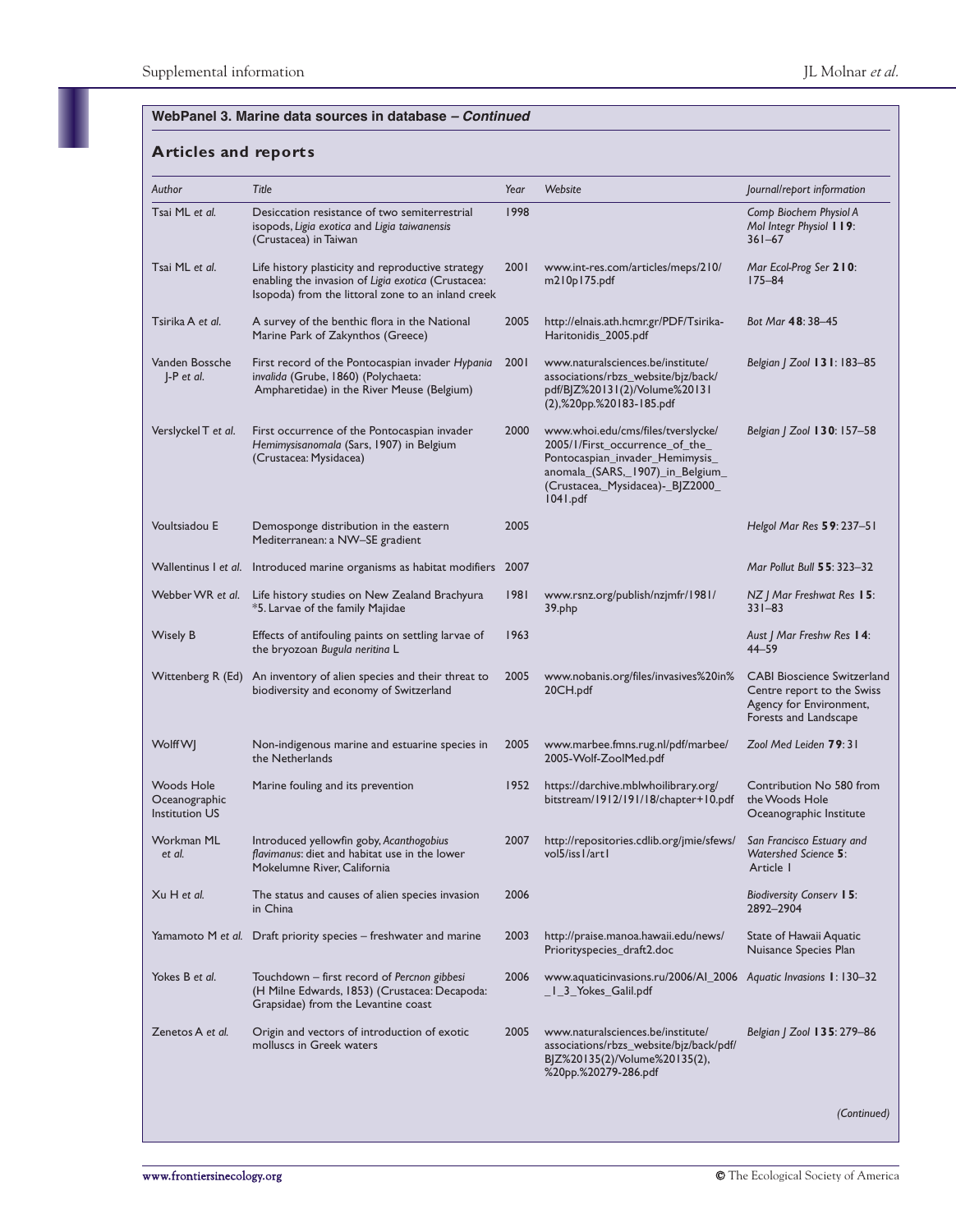**WebPanel 3. Marine data sources in database – *Continued***

## Articles and reports

| *Author* | *Title* | *Year* | *Website* | *Journal/report information* |
|---|---|---|---|---|
| Tsai ML *et al.* | Desiccation resistance of two semiterrestrial isopods, *Ligia exotica* and *Ligia taiwanensis* (Crustacea) in Taiwan | 1998 | | *Comp Biochem Physiol A Mol Integr Physiol* **119**: 361–67 |
| Tsai ML *et al.* | Life history plasticity and reproductive strategy enabling the invasion of *Ligia exotica* (Crustacea: Isopoda) from the littoral zone to an inland creek | 2001 | www.int-res.com/articles/meps/210/m210p175.pdf | *Mar Ecol-Prog Ser* **210**: 175–84 |
| Tsirika A *et al.* | A survey of the benthic flora in the National Marine Park of Zakynthos (Greece) | 2005 | http://elnais.ath.hcmr.gr/PDF/Tsirika-Haritonidis_2005.pdf | *Bot Mar* **48**: 38–45 |
| Vanden Bossche J-P *et al.* | First record of the Pontocaspian invader *Hypania invalida* (Grube, 1860) (Polychaeta: Ampharetidae) in the River Meuse (Belgium) | 2001 | www.naturalsciences.be/institute/associations/rbzs_website/bjz/back/pdf/BJZ%20131(2)/Volume%20131(2),%20pp.%20183-185.pdf | *Belgian J Zool* **131**: 183–85 |
| Verslyckel T *et al.* | First occurrence of the Pontocaspian invader *Hemimysisanomala* (Sars, 1907) in Belgium (Crustacea: Mysidacea) | 2000 | www.whoi.edu/cms/files/tverslycke/2005/1/First_occurrence_of_the_Pontocaspian_invader_Hemimysis_anomala_(SARS,_1907)_in_Belgium_(Crustacea,_Mysidacea)-_BJZ2000_1041.pdf | *Belgian J Zool* **130**: 157–58 |
| Voultsiadou E | Demosponge distribution in the eastern Mediterranean: a NW–SE gradient | 2005 | | *Helgol Mar Res* **59**: 237–51 |
| Wallentinus I *et al.* | Introduced marine organisms as habitat modifiers | 2007 | | *Mar Pollut Bull* **55**: 323–32 |
| Webber WR *et al.* | Life history studies on New Zealand Brachyura *5. Larvae of the family Majidae | 1981 | www.rsnz.org/publish/nzjmfr/1981/39.php | *NZ J Mar Freshwat Res* **15**: 331–83 |
| Wisely B | Effects of antifouling paints on settling larvae of the bryozoan *Bugula neritina* L | 1963 | | *Aust J Mar Freshw Res* **14**: 44–59 |
| Wittenberg R (Ed) | An inventory of alien species and their threat to biodiversity and economy of Switzerland | 2005 | www.nobanis.org/files/invasives%20in%20CH.pdf | CABI Bioscience Switzerland Centre report to the Swiss Agency for Environment, Forests and Landscape |
| Wolff WJ | Non-indigenous marine and estuarine species in the Netherlands | 2005 | www.marbee.fmns.rug.nl/pdf/marbee/2005-Wolf-ZoolMed.pdf | *Zool Med Leiden* **79**: 31 |
| Woods Hole Oceanographic Institution US | Marine fouling and its prevention | 1952 | https://darchive.mblwhoilibrary.org/bitstream/1912/191/18/chapter+10.pdf | Contribution No 580 from the Woods Hole Oceanographic Institute |
| Workman ML *et al.* | Introduced yellowfin goby, *Acanthogobius flavimanus*: diet and habitat use in the lower Mokelumne River, California | 2007 | http://repositories.cdlib.org/jmie/sfews/vol5/iss1/art1 | *San Francisco Estuary and Watershed Science* **5**: Article 1 |
| Xu H *et al.* | The status and causes of alien species invasion in China | 2006 | | *Biodiversity Conserv* **15**: 2892–2904 |
| Yamamoto M *et al.* | Draft priority species – freshwater and marine | 2003 | http://praise.manoa.hawaii.edu/news/Priorityspecies_draft2.doc | State of Hawaii Aquatic Nuisance Species Plan |
| Yokes B *et al.* | Touchdown – first record of *Percnon gibbesi* (H Milne Edwards, 1853) (Crustacea: Decapoda: Grapsidae) from the Levantine coast | 2006 | www.aquaticinvasions.ru/2006/AI_2006_1_3_Yokes_Galil.pdf | *Aquatic Invasions* **1**: 130–32 |
| Zenetos A *et al.* | Origin and vectors of introduction of exotic molluscs in Greek waters | 2005 | www.naturalsciences.be/institute/associations/rbzs_website/bjz/back/pdf/BJZ%20135(2)/Volume%20135(2),%20pp.%20279-286.pdf | *Belgian J Zool* **135**: 279–86 |

*(Continued)*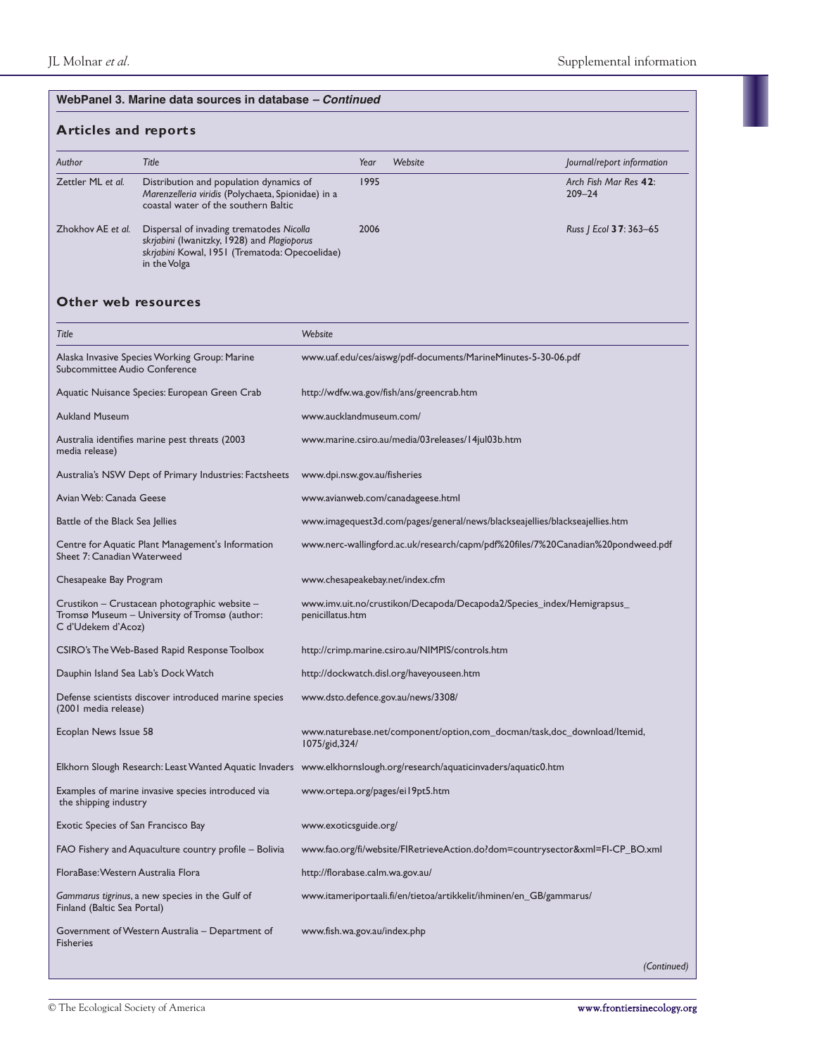**WebPanel 3. Marine data sources in database – *Continued***

## Articles and reports

| *Author* | *Title* | *Year* | *Website* | *Journal/report information* |
|---|---|---|---|---|
| Zettler ML *et al.* | Distribution and population dynamics of *Marenzelleria viridis* (Polychaeta, Spionidae) in a coastal water of the southern Baltic | 1995 | | *Arch Fish Mar Res* **42**: 209–24 |
| Zhokhov AE *et al.* | Dispersal of invading trematodes *Nicolla skrjabini* (Iwanitzky, 1928) and *Plagioporus skrjabini* Kowal, 1951 (Trematoda: Opecoelidae) in the Volga | 2006 | | *Russ J Ecol* **37**: 363–65 |

## Other web resources

| *Title* | *Website* |
|---|---|
| Alaska Invasive Species Working Group: Marine Subcommittee Audio Conference | www.uaf.edu/ces/aiswg/pdf-documents/MarineMinutes-5-30-06.pdf |
| Aquatic Nuisance Species: European Green Crab | http://wdfw.wa.gov/fish/ans/greencrab.htm |
| Aukland Museum | www.aucklandmuseum.com/ |
| Australia identifies marine pest threats (2003 media release) | www.marine.csiro.au/media/03releases/14jul03b.htm |
| Australia's NSW Dept of Primary Industries: Factsheets | www.dpi.nsw.gov.au/fisheries |
| Avian Web: Canada Geese | www.avianweb.com/canadageese.html |
| Battle of the Black Sea Jellies | www.imagequest3d.com/pages/general/news/blackseajellies/blackseajellies.htm |
| Centre for Aquatic Plant Management's Information Sheet 7: Canadian Waterweed | www.nerc-wallingford.ac.uk/research/capm/pdf%20files/7%20Canadian%20pondweed.pdf |
| Chesapeake Bay Program | www.chesapeakebay.net/index.cfm |
| Crustikon – Crustacean photographic website – Tromsø Museum – University of Tromsø (author: C d'Udekem d'Acoz) | www.imv.uit.no/crustikon/Decapoda/Decapoda2/Species_index/Hemigrapsus_penicillatus.htm |
| CSIRO's The Web-Based Rapid Response Toolbox | http://crimp.marine.csiro.au/NIMPIS/controls.htm |
| Dauphin Island Sea Lab's Dock Watch | http://dockwatch.disl.org/haveyouseen.htm |
| Defense scientists discover introduced marine species (2001 media release) | www.dsto.defence.gov.au/news/3308/ |
| Ecoplan News Issue 58 | www.naturebase.net/component/option,com_docman/task,doc_download/Itemid,1075/gid,324/ |
| Elkhorn Slough Research: Least Wanted Aquatic Invaders | www.elkhornslough.org/research/aquaticinvaders/aquatic0.htm |
| Examples of marine invasive species introduced via the shipping industry | www.ortepa.org/pages/ei19pt5.htm |
| Exotic Species of San Francisco Bay | www.exoticsguide.org/ |
| FAO Fishery and Aquaculture country profile – Bolivia | www.fao.org/fi/website/FIRetrieveAction.do?dom=countrysector&xml=FI-CP_BO.xml |
| FloraBase: Western Australia Flora | http://florabase.calm.wa.gov.au/ |
| *Gammarus tigrinus*, a new species in the Gulf of Finland (Baltic Sea Portal) | www.itameriportaali.fi/en/tietoa/artikkelit/ihminen/en_GB/gammarus/ |
| Government of Western Australia – Department of Fisheries | www.fish.wa.gov.au/index.php |

*(Continued)*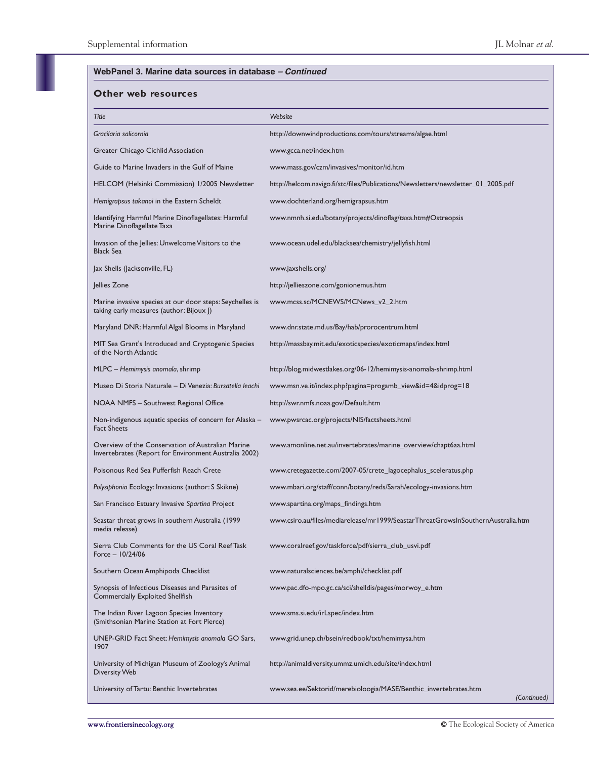### WebPanel 3. Marine data sources in database – *Continued*

### Other web resources

| *Title* | *Website* |
|---|---|
| *Gracilaria salicornia* | http://downwindproductions.com/tours/streams/algae.html |
| Greater Chicago Cichlid Association | www.gcca.net/index.htm |
| Guide to Marine Invaders in the Gulf of Maine | www.mass.gov/czm/invasives/monitor/id.htm |
| HELCOM (Helsinki Commission) 1/2005 Newsletter | http://helcom.navigo.fi/stc/files/Publications/Newsletters/newsletter_01_2005.pdf |
| *Hemigrapsus takanoi* in the Eastern Scheldt | www.dochterland.org/hemigrapsus.htm |
| Identifying Harmful Marine Dinoflagellates: Harmful Marine Dinoflagellate Taxa | www.nmnh.si.edu/botany/projects/dinoflag/taxa.htm#Ostreopsis |
| Invasion of the Jellies: Unwelcome Visitors to the Black Sea | www.ocean.udel.edu/blacksea/chemistry/jellyfish.html |
| Jax Shells (Jacksonville, FL) | www.jaxshells.org/ |
| Jellies Zone | http://jellieszone.com/gonionemus.htm |
| Marine invasive species at our door steps: Seychelles is taking early measures (author: Bijoux J) | www.mcss.sc/MCNEWS/MCNews_v2_2.htm |
| Maryland DNR: Harmful Algal Blooms in Maryland | www.dnr.state.md.us/Bay/hab/prorocentrum.html |
| MIT Sea Grant's Introduced and Cryptogenic Species of the North Atlantic | http://massbay.mit.edu/exoticspecies/exoticmaps/index.html |
| MLPC – *Hemimysis anomala*, shrimp | http://blog.midwestlakes.org/06-12/hemimysis-anomala-shrimp.html |
| Museo Di Storia Naturale – Di Venezia: *Bursatella leachi* | www.msn.ve.it/index.php?pagina=progamb_view&id=4&idprog=18 |
| NOAA NMFS – Southwest Regional Office | http://swr.nmfs.noaa.gov/Default.htm |
| Non-indigenous aquatic species of concern for Alaska – Fact Sheets | www.pwsrcac.org/projects/NIS/factsheets.html |
| Overview of the Conservation of Australian Marine Invertebrates (Report for Environment Australia 2002) | www.amonline.net.au/invertebrates/marine_overview/chapt6aa.html |
| Poisonous Red Sea Pufferfish Reach Crete | www.cretegazette.com/2007-05/crete_lagocephalus_sceleratus.php |
| *Polysiphonia* Ecology: Invasions (author: S Skikne) | www.mbari.org/staff/conn/botany/reds/Sarah/ecology-invasions.htm |
| San Francisco Estuary Invasive *Spartina* Project | www.spartina.org/maps_findings.htm |
| Seastar threat grows in southern Australia (1999 media release) | www.csiro.au/files/mediarelease/mr1999/SeastarThreatGrowsInSouthernAustralia.htm |
| Sierra Club Comments for the US Coral Reef Task Force – 10/24/06 | www.coralreef.gov/taskforce/pdf/sierra_club_usvi.pdf |
| Southern Ocean Amphipoda Checklist | www.naturalsciences.be/amphi/checklist.pdf |
| Synopsis of Infectious Diseases and Parasites of Commercially Exploited Shellfish | www.pac.dfo-mpo.gc.ca/sci/shelldis/pages/morwoy_e.htm |
| The Indian River Lagoon Species Inventory (Smithsonian Marine Station at Fort Pierce) | www.sms.si.edu/irLspec/index.htm |
| UNEP-GRID Fact Sheet: *Hemimysis anomala* GO Sars, 1907 | www.grid.unep.ch/bsein/redbook/txt/hemimysa.htm |
| University of Michigan Museum of Zoology's Animal Diversity Web | http://animaldiversity.ummz.umich.edu/site/index.html |
| University of Tartu: Benthic Invertebrates | www.sea.ee/Sektorid/merebioloogia/MASE/Benthic_invertebrates.htm |

*(Continued)*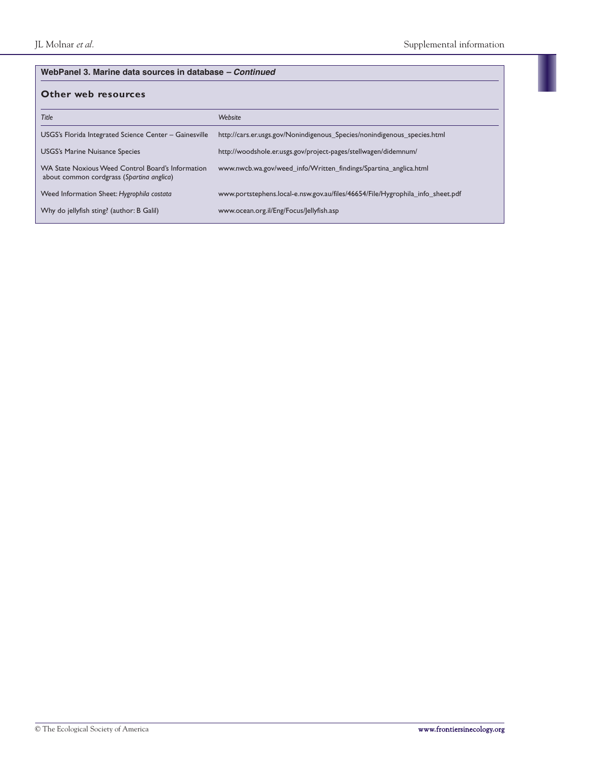**WebPanel 3. Marine data sources in database – *Continued***

## Other web resources

| *Title* | *Website* |
|---|---|
| USGS's Florida Integrated Science Center – Gainesville | http://cars.er.usgs.gov/Nonindigenous_Species/nonindigenous_species.html |
| USGS's Marine Nuisance Species | http://woodshole.er.usgs.gov/project-pages/stellwagen/didemnum/ |
| WA State Noxious Weed Control Board's Information about common cordgrass (*Spartina anglica*) | www.nwcb.wa.gov/weed_info/Written_findings/Spartina_anglica.html |
| Weed Information Sheet: *Hygrophila costata* | www.portstephens.local-e.nsw.gov.au/files/46654/File/Hygrophila_info_sheet.pdf |
| Why do jellyfish sting? (author: B Galil) | www.ocean.org.il/Eng/Focus/Jellyfish.asp |